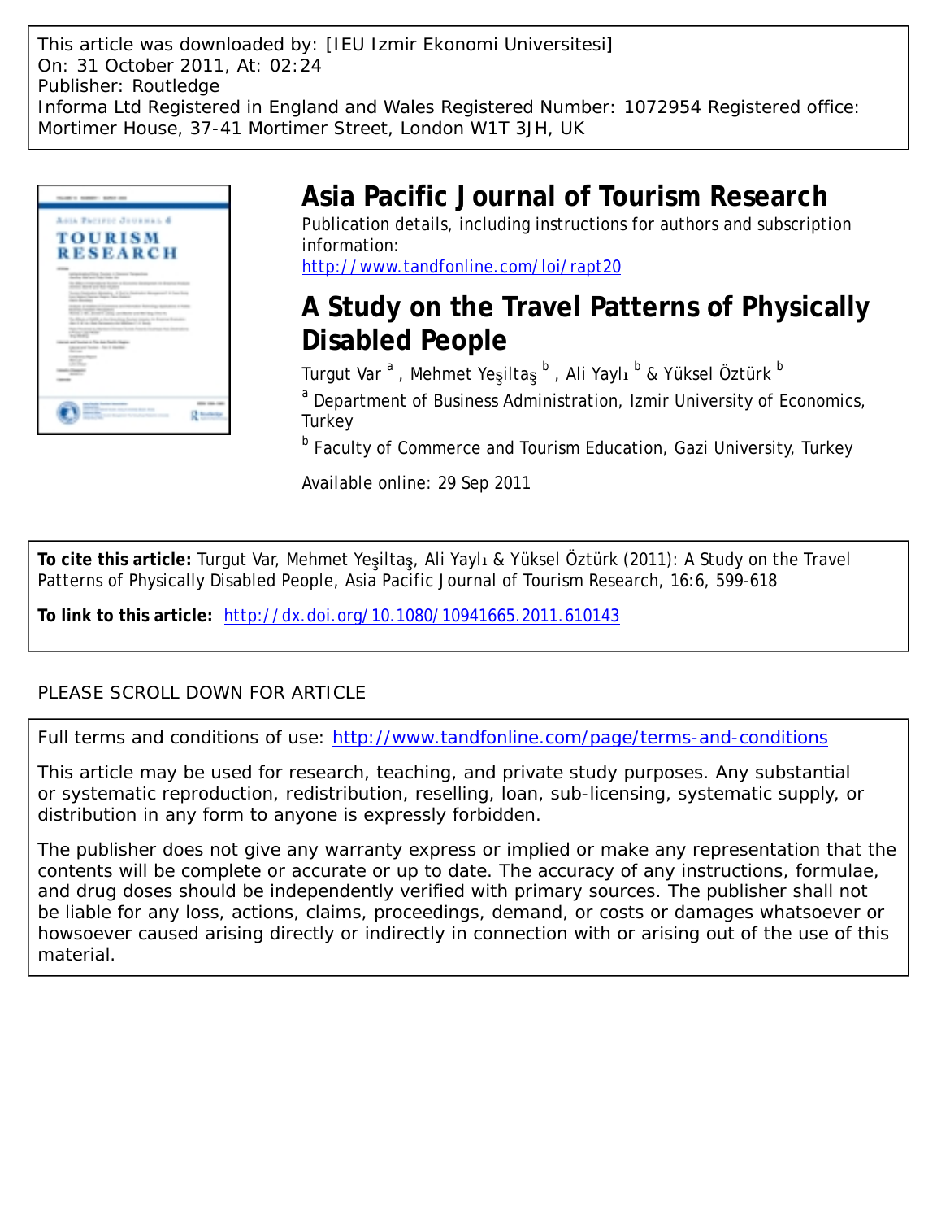This article was downloaded by: [IEU Izmir Ekonomi Universitesi]
On: 31 October 2011, At: 02:24
Publisher: Routledge
Informa Ltd Registered in England and Wales Registered Number: 1072954 Registered office: Mortimer House, 37-41 Mortimer Street, London W1T 3JH, UK

# Asia Pacific Journal of Tourism Research

Publication details, including instructions for authors and subscription information:
http://www.tandfonline.com/loi/rapt20

## A Study on the Travel Patterns of Physically Disabled People

Turgut Var [a], Mehmet Yeşiltaş [b], Ali Yaylı [b] & Yüksel Öztürk [b]

[a] Department of Business Administration, Izmir University of Economics, Turkey

[b] Faculty of Commerce and Tourism Education, Gazi University, Turkey

Available online: 29 Sep 2011

**To cite this article:** Turgut Var, Mehmet Yeşiltaş, Ali Yaylı & Yüksel Öztürk (2011): A Study on the Travel Patterns of Physically Disabled People, Asia Pacific Journal of Tourism Research, 16:6, 599-618

**To link to this article:** http://dx.doi.org/10.1080/10941665.2011.610143

PLEASE SCROLL DOWN FOR ARTICLE

Full terms and conditions of use: http://www.tandfonline.com/page/terms-and-conditions

This article may be used for research, teaching, and private study purposes. Any substantial or systematic reproduction, redistribution, reselling, loan, sub-licensing, systematic supply, or distribution in any form to anyone is expressly forbidden.

The publisher does not give any warranty express or implied or make any representation that the contents will be complete or accurate or up to date. The accuracy of any instructions, formulae, and drug doses should be independently verified with primary sources. The publisher shall not be liable for any loss, actions, claims, proceedings, demand, or costs or damages whatsoever or howsoever caused arising directly or indirectly in connection with or arising out of the use of this material.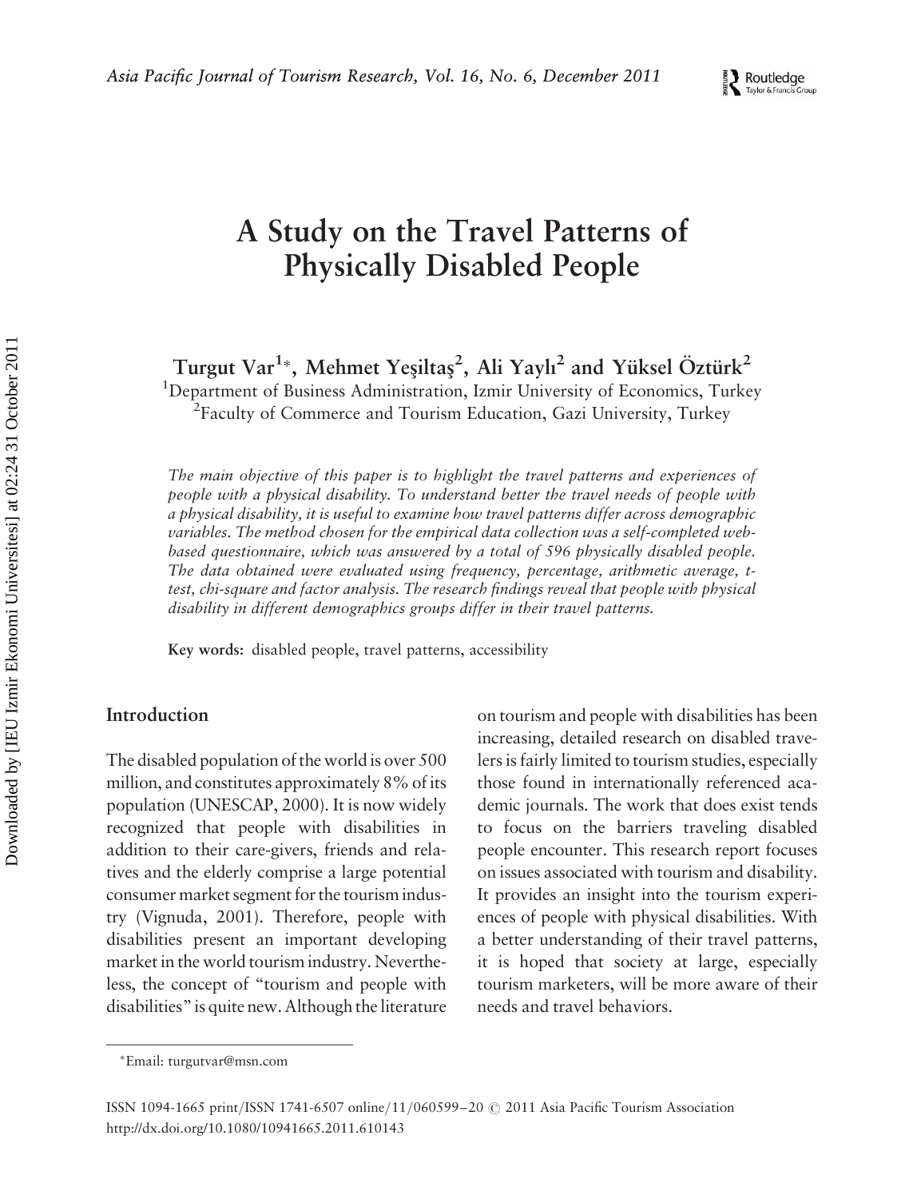# A Study on the Travel Patterns of Physically Disabled People

**Turgut Var[1]*, Mehmet Yeşiltaş[2], Ali Yaylı[2] and Yüksel Öztürk[2]**

[1]Department of Business Administration, Izmir University of Economics, Turkey

[2]Faculty of Commerce and Tourism Education, Gazi University, Turkey

*The main objective of this paper is to highlight the travel patterns and experiences of people with a physical disability. To understand better the travel needs of people with a physical disability, it is useful to examine how travel patterns differ across demographic variables. The method chosen for the empirical data collection was a self-completed web-based questionnaire, which was answered by a total of 596 physically disabled people. The data obtained were evaluated using frequency, percentage, arithmetic average, t-test, chi-square and factor analysis. The research findings reveal that people with physical disability in different demographics groups differ in their travel patterns.*

**Key words:** disabled people, travel patterns, accessibility

## Introduction

The disabled population of the world is over 500 million, and constitutes approximately 8% of its population (UNESCAP, 2000). It is now widely recognized that people with disabilities in addition to their care-givers, friends and relatives and the elderly comprise a large potential consumer market segment for the tourism industry (Vignuda, 2001). Therefore, people with disabilities present an important developing market in the world tourism industry. Nevertheless, the concept of "tourism and people with disabilities" is quite new. Although the literature on tourism and people with disabilities has been increasing, detailed research on disabled travelers is fairly limited to tourism studies, especially those found in internationally referenced academic journals. The work that does exist tends to focus on the barriers traveling disabled people encounter. This research report focuses on issues associated with tourism and disability. It provides an insight into the tourism experiences of people with physical disabilities. With a better understanding of their travel patterns, it is hoped that society at large, especially tourism marketers, will be more aware of their needs and travel behaviors.

*Email: turgutvar@msn.com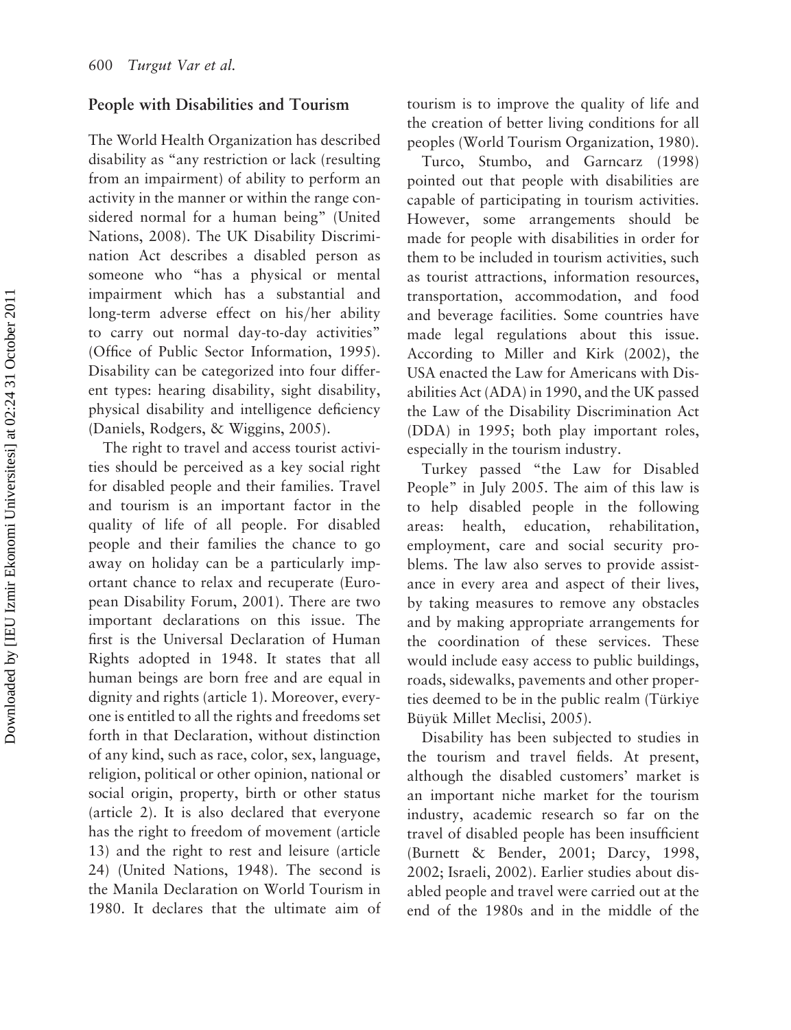## People with Disabilities and Tourism

The World Health Organization has described disability as "any restriction or lack (resulting from an impairment) of ability to perform an activity in the manner or within the range considered normal for a human being" (United Nations, 2008). The UK Disability Discrimination Act describes a disabled person as someone who "has a physical or mental impairment which has a substantial and long-term adverse effect on his/her ability to carry out normal day-to-day activities" (Office of Public Sector Information, 1995). Disability can be categorized into four different types: hearing disability, sight disability, physical disability and intelligence deficiency (Daniels, Rodgers, & Wiggins, 2005).

The right to travel and access tourist activities should be perceived as a key social right for disabled people and their families. Travel and tourism is an important factor in the quality of life of all people. For disabled people and their families the chance to go away on holiday can be a particularly important chance to relax and recuperate (European Disability Forum, 2001). There are two important declarations on this issue. The first is the Universal Declaration of Human Rights adopted in 1948. It states that all human beings are born free and are equal in dignity and rights (article 1). Moreover, everyone is entitled to all the rights and freedoms set forth in that Declaration, without distinction of any kind, such as race, color, sex, language, religion, political or other opinion, national or social origin, property, birth or other status (article 2). It is also declared that everyone has the right to freedom of movement (article 13) and the right to rest and leisure (article 24) (United Nations, 1948). The second is the Manila Declaration on World Tourism in 1980. It declares that the ultimate aim of tourism is to improve the quality of life and the creation of better living conditions for all peoples (World Tourism Organization, 1980).

Turco, Stumbo, and Garncarz (1998) pointed out that people with disabilities are capable of participating in tourism activities. However, some arrangements should be made for people with disabilities in order for them to be included in tourism activities, such as tourist attractions, information resources, transportation, accommodation, and food and beverage facilities. Some countries have made legal regulations about this issue. According to Miller and Kirk (2002), the USA enacted the Law for Americans with Disabilities Act (ADA) in 1990, and the UK passed the Law of the Disability Discrimination Act (DDA) in 1995; both play important roles, especially in the tourism industry.

Turkey passed "the Law for Disabled People" in July 2005. The aim of this law is to help disabled people in the following areas: health, education, rehabilitation, employment, care and social security problems. The law also serves to provide assistance in every area and aspect of their lives, by taking measures to remove any obstacles and by making appropriate arrangements for the coordination of these services. These would include easy access to public buildings, roads, sidewalks, pavements and other properties deemed to be in the public realm (Türkiye Büyük Millet Meclisi, 2005).

Disability has been subjected to studies in the tourism and travel fields. At present, although the disabled customers' market is an important niche market for the tourism industry, academic research so far on the travel of disabled people has been insufficient (Burnett & Bender, 2001; Darcy, 1998, 2002; Israeli, 2002). Earlier studies about disabled people and travel were carried out at the end of the 1980s and in the middle of the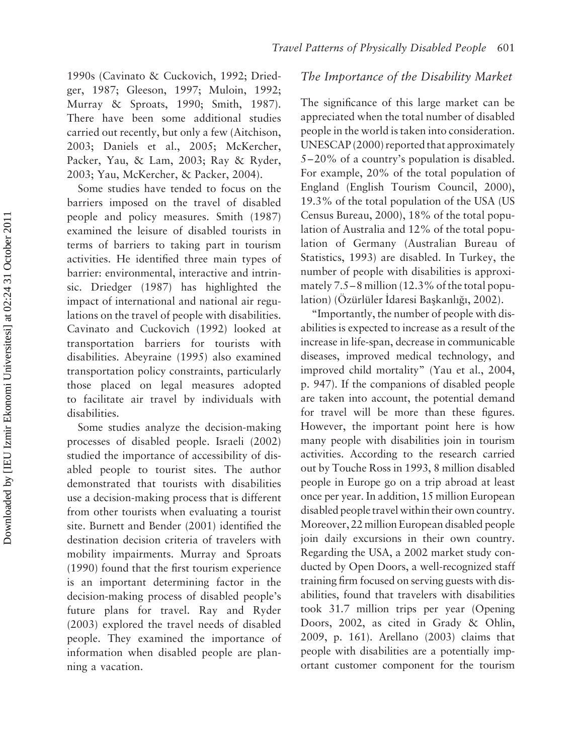1990s (Cavinato & Cuckovich, 1992; Driedger, 1987; Gleeson, 1997; Muloin, 1992; Murray & Sproats, 1990; Smith, 1987). There have been some additional studies carried out recently, but only a few (Aitchison, 2003; Daniels et al., 2005; McKercher, Packer, Yau, & Lam, 2003; Ray & Ryder, 2003; Yau, McKercher, & Packer, 2004).

Some studies have tended to focus on the barriers imposed on the travel of disabled people and policy measures. Smith (1987) examined the leisure of disabled tourists in terms of barriers to taking part in tourism activities. He identified three main types of barrier: environmental, interactive and intrinsic. Driedger (1987) has highlighted the impact of international and national air regulations on the travel of people with disabilities. Cavinato and Cuckovich (1992) looked at transportation barriers for tourists with disabilities. Abeyraine (1995) also examined transportation policy constraints, particularly those placed on legal measures adopted to facilitate air travel by individuals with disabilities.

Some studies analyze the decision-making processes of disabled people. Israeli (2002) studied the importance of accessibility of disabled people to tourist sites. The author demonstrated that tourists with disabilities use a decision-making process that is different from other tourists when evaluating a tourist site. Burnett and Bender (2001) identified the destination decision criteria of travelers with mobility impairments. Murray and Sproats (1990) found that the first tourism experience is an important determining factor in the decision-making process of disabled people's future plans for travel. Ray and Ryder (2003) explored the travel needs of disabled people. They examined the importance of information when disabled people are planning a vacation.

### *The Importance of the Disability Market*

The significance of this large market can be appreciated when the total number of disabled people in the world is taken into consideration. UNESCAP (2000) reported that approximately 5–20% of a country's population is disabled. For example, 20% of the total population of England (English Tourism Council, 2000), 19.3% of the total population of the USA (US Census Bureau, 2000), 18% of the total population of Australia and 12% of the total population of Germany (Australian Bureau of Statistics, 1993) are disabled. In Turkey, the number of people with disabilities is approximately 7.5–8 million (12.3% of the total population) (Özürlüler İdaresi Başkanlığı, 2002).

"Importantly, the number of people with disabilities is expected to increase as a result of the increase in life-span, decrease in communicable diseases, improved medical technology, and improved child mortality" (Yau et al., 2004, p. 947). If the companions of disabled people are taken into account, the potential demand for travel will be more than these figures. However, the important point here is how many people with disabilities join in tourism activities. According to the research carried out by Touche Ross in 1993, 8 million disabled people in Europe go on a trip abroad at least once per year. In addition, 15 million European disabled people travel within their own country. Moreover, 22 million European disabled people join daily excursions in their own country. Regarding the USA, a 2002 market study conducted by Open Doors, a well-recognized staff training firm focused on serving guests with disabilities, found that travelers with disabilities took 31.7 million trips per year (Opening Doors, 2002, as cited in Grady & Ohlin, 2009, p. 161). Arellano (2003) claims that people with disabilities are a potentially important customer component for the tourism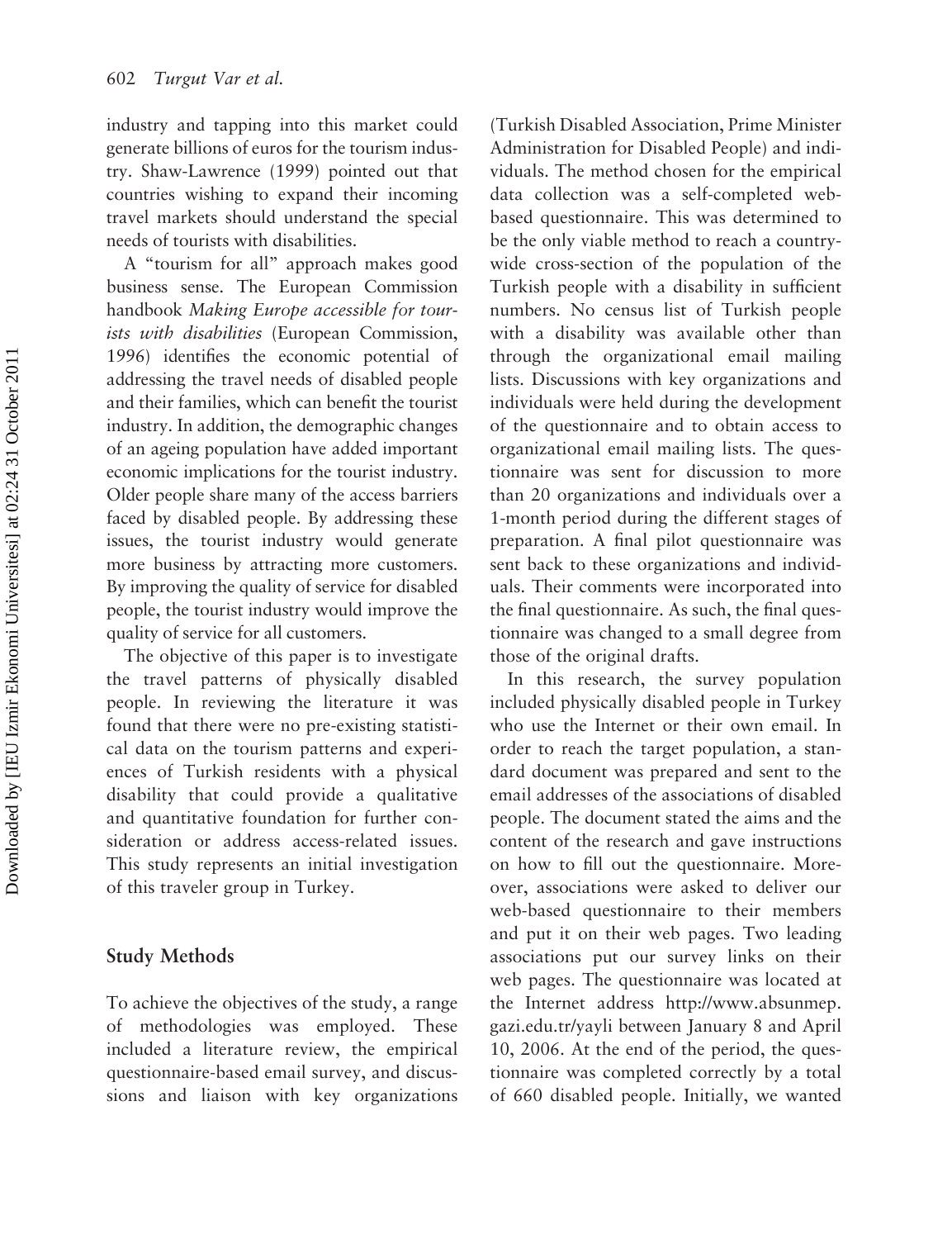industry and tapping into this market could generate billions of euros for the tourism industry. Shaw-Lawrence (1999) pointed out that countries wishing to expand their incoming travel markets should understand the special needs of tourists with disabilities.

A "tourism for all" approach makes good business sense. The European Commission handbook *Making Europe accessible for tourists with disabilities* (European Commission, 1996) identifies the economic potential of addressing the travel needs of disabled people and their families, which can benefit the tourist industry. In addition, the demographic changes of an ageing population have added important economic implications for the tourist industry. Older people share many of the access barriers faced by disabled people. By addressing these issues, the tourist industry would generate more business by attracting more customers. By improving the quality of service for disabled people, the tourist industry would improve the quality of service for all customers.

The objective of this paper is to investigate the travel patterns of physically disabled people. In reviewing the literature it was found that there were no pre-existing statistical data on the tourism patterns and experiences of Turkish residents with a physical disability that could provide a qualitative and quantitative foundation for further consideration or address access-related issues. This study represents an initial investigation of this traveler group in Turkey.

## Study Methods

To achieve the objectives of the study, a range of methodologies was employed. These included a literature review, the empirical questionnaire-based email survey, and discussions and liaison with key organizations (Turkish Disabled Association, Prime Minister Administration for Disabled People) and individuals. The method chosen for the empirical data collection was a self-completed web-based questionnaire. This was determined to be the only viable method to reach a country-wide cross-section of the population of the Turkish people with a disability in sufficient numbers. No census list of Turkish people with a disability was available other than through the organizational email mailing lists. Discussions with key organizations and individuals were held during the development of the questionnaire and to obtain access to organizational email mailing lists. The questionnaire was sent for discussion to more than 20 organizations and individuals over a 1-month period during the different stages of preparation. A final pilot questionnaire was sent back to these organizations and individuals. Their comments were incorporated into the final questionnaire. As such, the final questionnaire was changed to a small degree from those of the original drafts.

In this research, the survey population included physically disabled people in Turkey who use the Internet or their own email. In order to reach the target population, a standard document was prepared and sent to the email addresses of the associations of disabled people. The document stated the aims and the content of the research and gave instructions on how to fill out the questionnaire. Moreover, associations were asked to deliver our web-based questionnaire to their members and put it on their web pages. Two leading associations put our survey links on their web pages. The questionnaire was located at the Internet address http://www.absunmep.gazi.edu.tr/yayli between January 8 and April 10, 2006. At the end of the period, the questionnaire was completed correctly by a total of 660 disabled people. Initially, we wanted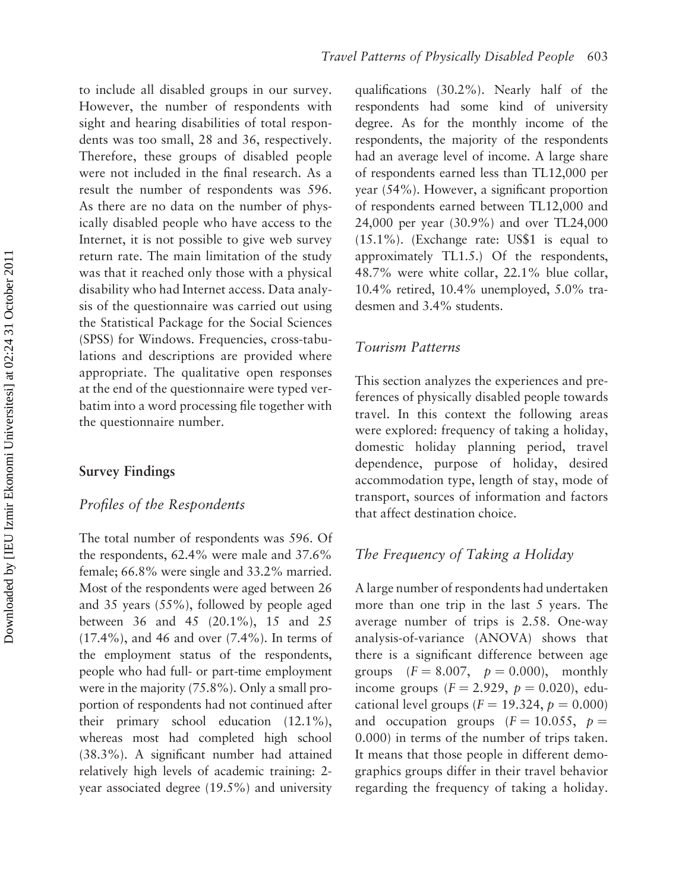to include all disabled groups in our survey. However, the number of respondents with sight and hearing disabilities of total respondents was too small, 28 and 36, respectively. Therefore, these groups of disabled people were not included in the final research. As a result the number of respondents was 596. As there are no data on the number of physically disabled people who have access to the Internet, it is not possible to give web survey return rate. The main limitation of the study was that it reached only those with a physical disability who had Internet access. Data analysis of the questionnaire was carried out using the Statistical Package for the Social Sciences (SPSS) for Windows. Frequencies, cross-tabulations and descriptions are provided where appropriate. The qualitative open responses at the end of the questionnaire were typed verbatim into a word processing file together with the questionnaire number.

## Survey Findings

### *Profiles of the Respondents*

The total number of respondents was 596. Of the respondents, 62.4% were male and 37.6% female; 66.8% were single and 33.2% married. Most of the respondents were aged between 26 and 35 years (55%), followed by people aged between 36 and 45 (20.1%), 15 and 25 (17.4%), and 46 and over (7.4%). In terms of the employment status of the respondents, people who had full- or part-time employment were in the majority (75.8%). Only a small proportion of respondents had not continued after their primary school education (12.1%), whereas most had completed high school (38.3%). A significant number had attained relatively high levels of academic training: 2-year associated degree (19.5%) and university qualifications (30.2%). Nearly half of the respondents had some kind of university degree. As for the monthly income of the respondents, the majority of the respondents had an average level of income. A large share of respondents earned less than TL12,000 per year (54%). However, a significant proportion of respondents earned between TL12,000 and 24,000 per year (30.9%) and over TL24,000 (15.1%). (Exchange rate: US$1 is equal to approximately TL1.5.) Of the respondents, 48.7% were white collar, 22.1% blue collar, 10.4% retired, 10.4% unemployed, 5.0% tradesmen and 3.4% students.

### *Tourism Patterns*

This section analyzes the experiences and preferences of physically disabled people towards travel. In this context the following areas were explored: frequency of taking a holiday, domestic holiday planning period, travel dependence, purpose of holiday, desired accommodation type, length of stay, mode of transport, sources of information and factors that affect destination choice.

### *The Frequency of Taking a Holiday*

A large number of respondents had undertaken more than one trip in the last 5 years. The average number of trips is 2.58. One-way analysis-of-variance (ANOVA) shows that there is a significant difference between age groups ($F = 8.007$, $p = 0.000$), monthly income groups ($F = 2.929$, $p = 0.020$), educational level groups ($F = 19.324$, $p = 0.000$) and occupation groups ($F = 10.055$, $p = 0.000$) in terms of the number of trips taken. It means that those people in different demographics groups differ in their travel behavior regarding the frequency of taking a holiday.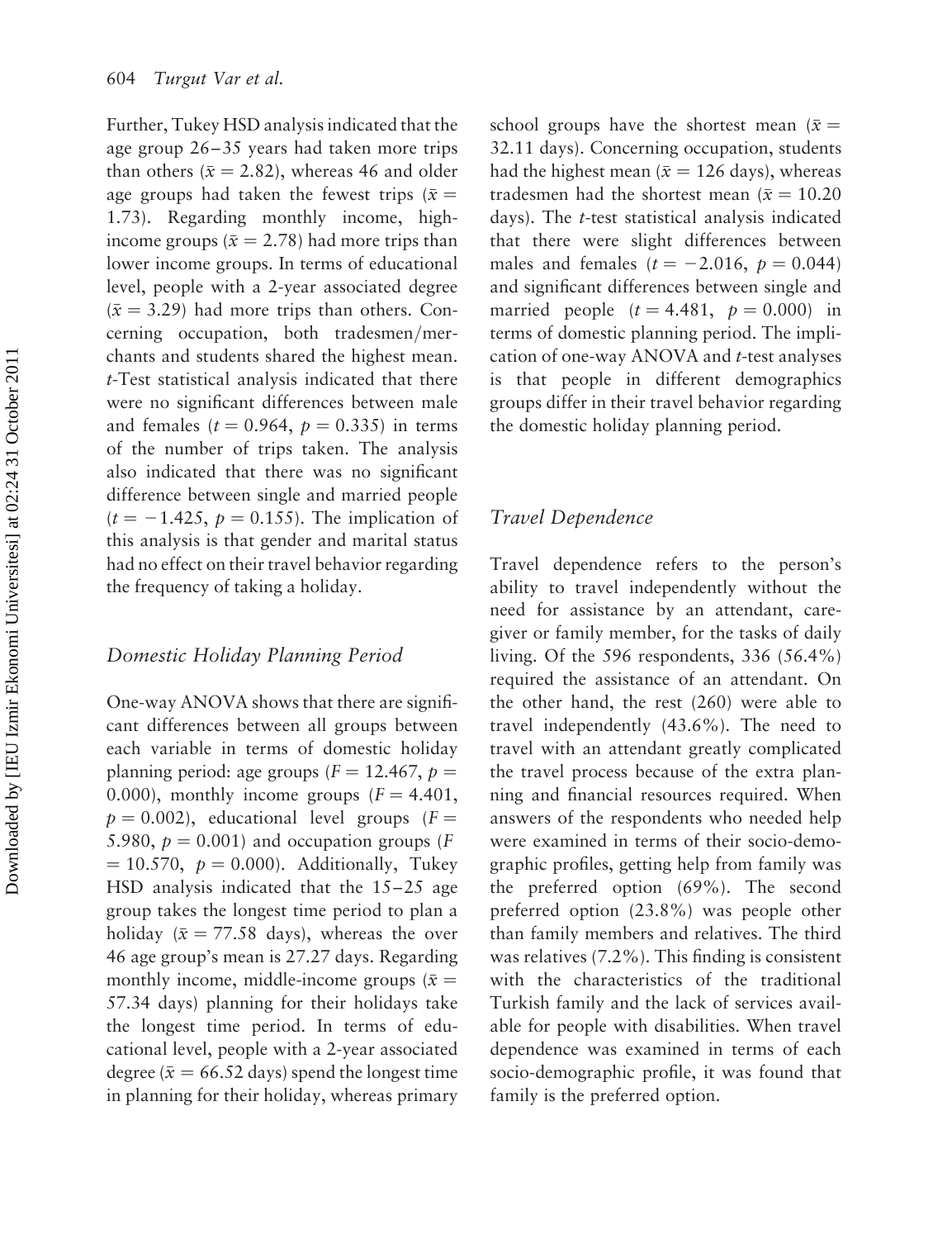Further, Tukey HSD analysis indicated that the age group 26–35 years had taken more trips than others ($\bar{x} = 2.82$), whereas 46 and older age groups had taken the fewest trips ($\bar{x} = 1.73$). Regarding monthly income, high-income groups ($\bar{x} = 2.78$) had more trips than lower income groups. In terms of educational level, people with a 2-year associated degree ($\bar{x} = 3.29$) had more trips than others. Concerning occupation, both tradesmen/merchants and students shared the highest mean. *t*-Test statistical analysis indicated that there were no significant differences between male and females ($t = 0.964$, $p = 0.335$) in terms of the number of trips taken. The analysis also indicated that there was no significant difference between single and married people ($t = -1.425$, $p = 0.155$). The implication of this analysis is that gender and marital status had no effect on their travel behavior regarding the frequency of taking a holiday.

### Domestic Holiday Planning Period

One-way ANOVA shows that there are significant differences between all groups between each variable in terms of domestic holiday planning period: age groups ($F = 12.467$, $p = 0.000$), monthly income groups ($F = 4.401$, $p = 0.002$), educational level groups ($F = 5.980$, $p = 0.001$) and occupation groups ($F = 10.570$, $p = 0.000$). Additionally, Tukey HSD analysis indicated that the 15–25 age group takes the longest time period to plan a holiday ($\bar{x} = 77.58$ days), whereas the over 46 age group's mean is 27.27 days. Regarding monthly income, middle-income groups ($\bar{x} = 57.34$ days) planning for their holidays take the longest time period. In terms of educational level, people with a 2-year associated degree ($\bar{x} = 66.52$ days) spend the longest time in planning for their holiday, whereas primary school groups have the shortest mean ($\bar{x} = 32.11$ days). Concerning occupation, students had the highest mean ($\bar{x} = 126$ days), whereas tradesmen had the shortest mean ($\bar{x} = 10.20$ days). The *t*-test statistical analysis indicated that there were slight differences between males and females ($t = -2.016$, $p = 0.044$) and significant differences between single and married people ($t = 4.481$, $p = 0.000$) in terms of domestic planning period. The implication of one-way ANOVA and *t*-test analyses is that people in different demographics groups differ in their travel behavior regarding the domestic holiday planning period.

### Travel Dependence

Travel dependence refers to the person's ability to travel independently without the need for assistance by an attendant, caregiver or family member, for the tasks of daily living. Of the 596 respondents, 336 (56.4%) required the assistance of an attendant. On the other hand, the rest (260) were able to travel independently (43.6%). The need to travel with an attendant greatly complicated the travel process because of the extra planning and financial resources required. When answers of the respondents who needed help were examined in terms of their socio-demographic profiles, getting help from family was the preferred option (69%). The second preferred option (23.8%) was people other than family members and relatives. The third was relatives (7.2%). This finding is consistent with the characteristics of the traditional Turkish family and the lack of services available for people with disabilities. When travel dependence was examined in terms of each socio-demographic profile, it was found that family is the preferred option.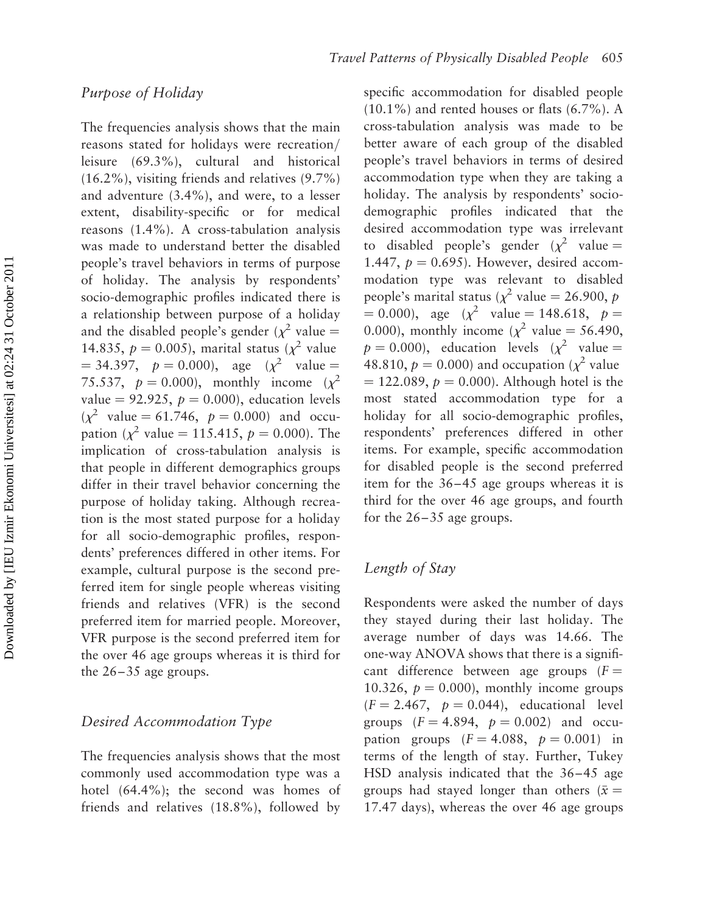### *Purpose of Holiday*

The frequencies analysis shows that the main reasons stated for holidays were recreation/leisure (69.3%), cultural and historical (16.2%), visiting friends and relatives (9.7%) and adventure (3.4%), and were, to a lesser extent, disability-specific or for medical reasons (1.4%). A cross-tabulation analysis was made to understand better the disabled people's travel behaviors in terms of purpose of holiday. The analysis by respondents' socio-demographic profiles indicated there is a relationship between purpose of a holiday and the disabled people's gender ($\chi^2$ value = 14.835, $p = 0.005$), marital status ($\chi^2$ value = 34.397, $p = 0.000$), age ($\chi^2$ value = 75.537, $p = 0.000$), monthly income ($\chi^2$ value = 92.925, $p = 0.000$), education levels ($\chi^2$ value = 61.746, $p = 0.000$) and occupation ($\chi^2$ value = 115.415, $p = 0.000$). The implication of cross-tabulation analysis is that people in different demographics groups differ in their travel behavior concerning the purpose of holiday taking. Although recreation is the most stated purpose for a holiday for all socio-demographic profiles, respondents' preferences differed in other items. For example, cultural purpose is the second preferred item for single people whereas visiting friends and relatives (VFR) is the second preferred item for married people. Moreover, VFR purpose is the second preferred item for the over 46 age groups whereas it is third for the 26–35 age groups.

### *Desired Accommodation Type*

The frequencies analysis shows that the most commonly used accommodation type was a hotel (64.4%); the second was homes of friends and relatives (18.8%), followed by specific accommodation for disabled people (10.1%) and rented houses or flats (6.7%). A cross-tabulation analysis was made to be better aware of each group of the disabled people's travel behaviors in terms of desired accommodation type when they are taking a holiday. The analysis by respondents' socio-demographic profiles indicated that the desired accommodation type was irrelevant to disabled people's gender ($\chi^2$ value = 1.447, $p = 0.695$). However, desired accommodation type was relevant to disabled people's marital status ($\chi^2$ value = 26.900, $p = 0.000$), age ($\chi^2$ value = 148.618, $p = 0.000$), monthly income ($\chi^2$ value = 56.490, $p = 0.000$), education levels ($\chi^2$ value = 48.810, $p = 0.000$) and occupation ($\chi^2$ value = 122.089, $p = 0.000$). Although hotel is the most stated accommodation type for a holiday for all socio-demographic profiles, respondents' preferences differed in other items. For example, specific accommodation for disabled people is the second preferred item for the 36–45 age groups whereas it is third for the over 46 age groups, and fourth for the 26–35 age groups.

### *Length of Stay*

Respondents were asked the number of days they stayed during their last holiday. The average number of days was 14.66. The one-way ANOVA shows that there is a significant difference between age groups ($F = 10.326$, $p = 0.000$), monthly income groups ($F = 2.467$, $p = 0.044$), educational level groups ($F = 4.894$, $p = 0.002$) and occupation groups ($F = 4.088$, $p = 0.001$) in terms of the length of stay. Further, Tukey HSD analysis indicated that the 36–45 age groups had stayed longer than others ($\bar{x} = 17.47$ days), whereas the over 46 age groups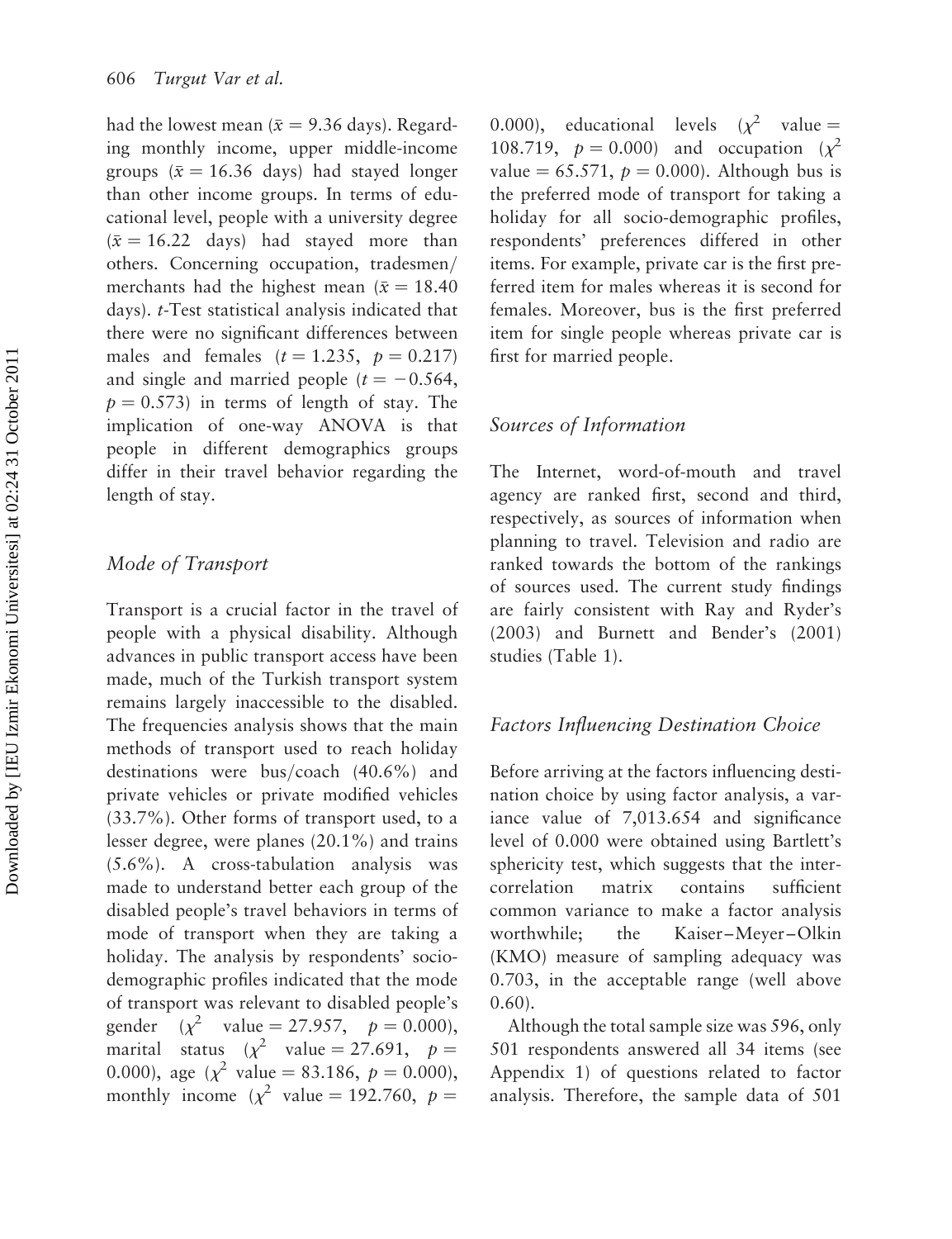had the lowest mean ($\bar{x} = 9.36$ days). Regarding monthly income, upper middle-income groups ($\bar{x} = 16.36$ days) had stayed longer than other income groups. In terms of educational level, people with a university degree ($\bar{x} = 16.22$ days) had stayed more than others. Concerning occupation, tradesmen/merchants had the highest mean ($\bar{x} = 18.40$ days). *t*-Test statistical analysis indicated that there were no significant differences between males and females ($t = 1.235$, $p = 0.217$) and single and married people ($t = -0.564$, $p = 0.573$) in terms of length of stay. The implication of one-way ANOVA is that people in different demographics groups differ in their travel behavior regarding the length of stay.

### *Mode of Transport*

Transport is a crucial factor in the travel of people with a physical disability. Although advances in public transport access have been made, much of the Turkish transport system remains largely inaccessible to the disabled. The frequencies analysis shows that the main methods of transport used to reach holiday destinations were bus/coach (40.6%) and private vehicles or private modified vehicles (33.7%). Other forms of transport used, to a lesser degree, were planes (20.1%) and trains (5.6%). A cross-tabulation analysis was made to understand better each group of the disabled people's travel behaviors in terms of mode of transport when they are taking a holiday. The analysis by respondents' socio-demographic profiles indicated that the mode of transport was relevant to disabled people's gender ($\chi^2$ value $= 27.957$, $p = 0.000$), marital status ($\chi^2$ value $= 27.691$, $p = 0.000$), age ($\chi^2$ value $= 83.186$, $p = 0.000$), monthly income ($\chi^2$ value $= 192.760$, $p = 0.000$), educational levels ($\chi^2$ value $= 108.719$, $p = 0.000$) and occupation ($\chi^2$ value $= 65.571$, $p = 0.000$). Although bus is the preferred mode of transport for taking a holiday for all socio-demographic profiles, respondents' preferences differed in other items. For example, private car is the first preferred item for males whereas it is second for females. Moreover, bus is the first preferred item for single people whereas private car is first for married people.

### *Sources of Information*

The Internet, word-of-mouth and travel agency are ranked first, second and third, respectively, as sources of information when planning to travel. Television and radio are ranked towards the bottom of the rankings of sources used. The current study findings are fairly consistent with Ray and Ryder's (2003) and Burnett and Bender's (2001) studies (Table 1).

### *Factors Influencing Destination Choice*

Before arriving at the factors influencing destination choice by using factor analysis, a variance value of 7,013.654 and significance level of 0.000 were obtained using Bartlett's sphericity test, which suggests that the intercorrelation matrix contains sufficient common variance to make a factor analysis worthwhile; the Kaiser–Meyer–Olkin (KMO) measure of sampling adequacy was 0.703, in the acceptable range (well above 0.60).

Although the total sample size was 596, only 501 respondents answered all 34 items (see Appendix 1) of questions related to factor analysis. Therefore, the sample data of 501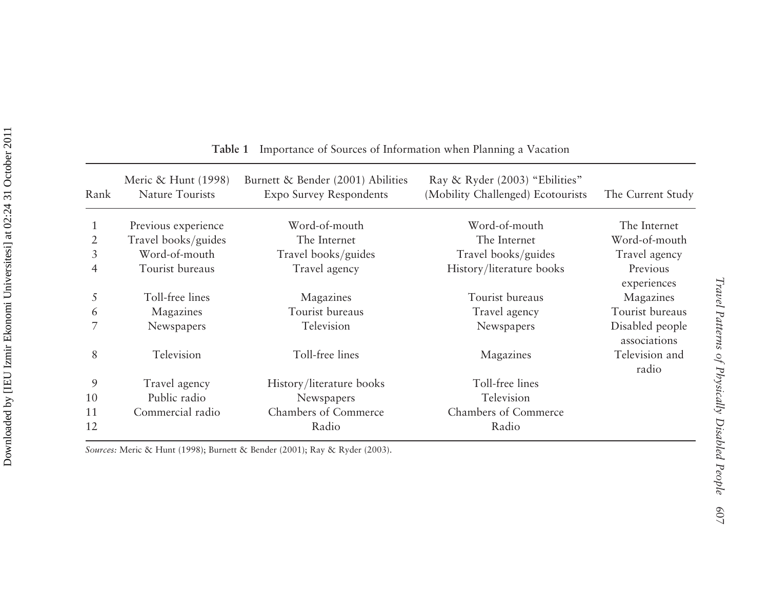**Table 1** Importance of Sources of Information when Planning a Vacation

| Rank | Meric & Hunt (1998) Nature Tourists | Burnett & Bender (2001) Abilities Expo Survey Respondents | Ray & Ryder (2003) "Ebilities" (Mobility Challenged) Ecotourists | The Current Study |
|---|---|---|---|---|
| 1 | Previous experience | Word-of-mouth | Word-of-mouth | The Internet |
| 2 | Travel books/guides | The Internet | The Internet | Word-of-mouth |
| 3 | Word-of-mouth | Travel books/guides | Travel books/guides | Travel agency |
| 4 | Tourist bureaus | Travel agency | History/literature books | Previous experiences |
| 5 | Toll-free lines | Magazines | Tourist bureaus | Magazines |
| 6 | Magazines | Tourist bureaus | Travel agency | Tourist bureaus |
| 7 | Newspapers | Television | Newspapers | Disabled people associations |
| 8 | Television | Toll-free lines | Magazines | Television and radio |
| 9 | Travel agency | History/literature books | Toll-free lines | |
| 10 | Public radio | Newspapers | Television | |
| 11 | Commercial radio | Chambers of Commerce | Chambers of Commerce | |
| 12 | | Radio | Radio | |

*Sources:* Meric & Hunt (1998); Burnett & Bender (2001); Ray & Ryder (2003).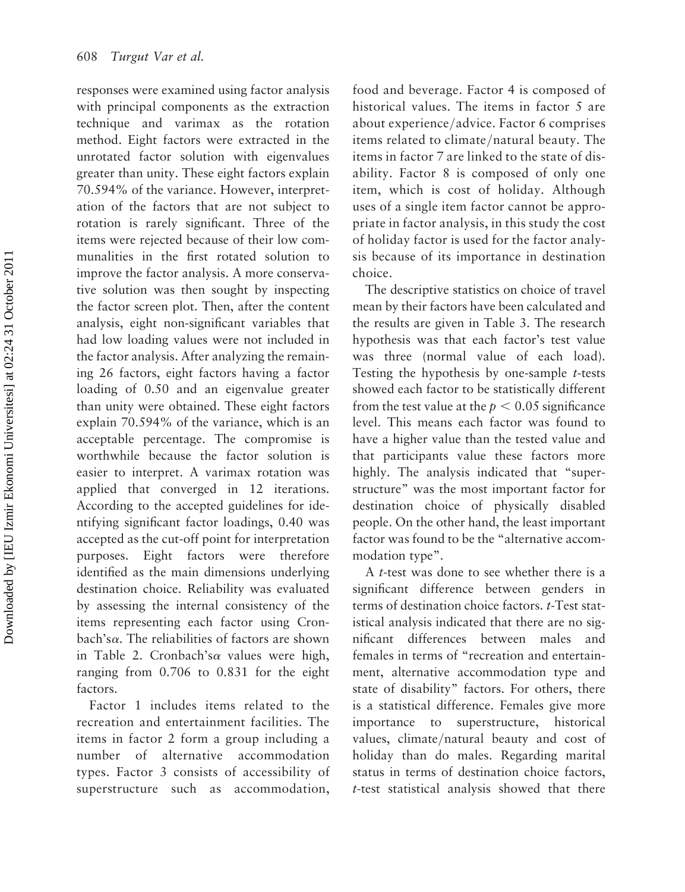responses were examined using factor analysis with principal components as the extraction technique and varimax as the rotation method. Eight factors were extracted in the unrotated factor solution with eigenvalues greater than unity. These eight factors explain 70.594% of the variance. However, interpretation of the factors that are not subject to rotation is rarely significant. Three of the items were rejected because of their low communalities in the first rotated solution to improve the factor analysis. A more conservative solution was then sought by inspecting the factor screen plot. Then, after the content analysis, eight non-significant variables that had low loading values were not included in the factor analysis. After analyzing the remaining 26 factors, eight factors having a factor loading of 0.50 and an eigenvalue greater than unity were obtained. These eight factors explain 70.594% of the variance, which is an acceptable percentage. The compromise is worthwhile because the factor solution is easier to interpret. A varimax rotation was applied that converged in 12 iterations. According to the accepted guidelines for identifying significant factor loadings, 0.40 was accepted as the cut-off point for interpretation purposes. Eight factors were therefore identified as the main dimensions underlying destination choice. Reliability was evaluated by assessing the internal consistency of the items representing each factor using Cronbach's$\alpha$. The reliabilities of factors are shown in Table 2. Cronbach's$\alpha$ values were high, ranging from 0.706 to 0.831 for the eight factors.

Factor 1 includes items related to the recreation and entertainment facilities. The items in factor 2 form a group including a number of alternative accommodation types. Factor 3 consists of accessibility of superstructure such as accommodation, food and beverage. Factor 4 is composed of historical values. The items in factor 5 are about experience/advice. Factor 6 comprises items related to climate/natural beauty. The items in factor 7 are linked to the state of disability. Factor 8 is composed of only one item, which is cost of holiday. Although uses of a single item factor cannot be appropriate in factor analysis, in this study the cost of holiday factor is used for the factor analysis because of its importance in destination choice.

The descriptive statistics on choice of travel mean by their factors have been calculated and the results are given in Table 3. The research hypothesis was that each factor's test value was three (normal value of each load). Testing the hypothesis by one-sample *t*-tests showed each factor to be statistically different from the test value at the $p < 0.05$ significance level. This means each factor was found to have a higher value than the tested value and that participants value these factors more highly. The analysis indicated that "superstructure" was the most important factor for destination choice of physically disabled people. On the other hand, the least important factor was found to be the "alternative accommodation type".

A *t*-test was done to see whether there is a significant difference between genders in terms of destination choice factors. *t*-Test statistical analysis indicated that there are no significant differences between males and females in terms of "recreation and entertainment, alternative accommodation type and state of disability" factors. For others, there is a statistical difference. Females give more importance to superstructure, historical values, climate/natural beauty and cost of holiday than do males. Regarding marital status in terms of destination choice factors, *t*-test statistical analysis showed that there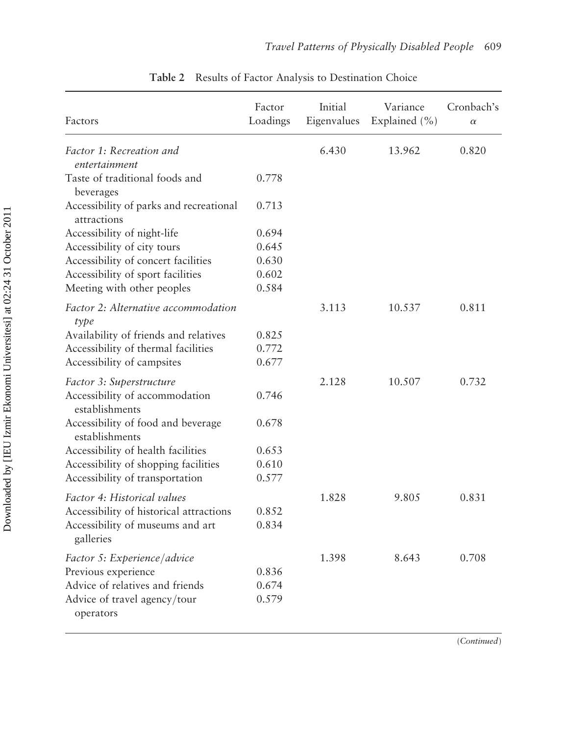**Table 2** Results of Factor Analysis to Destination Choice

| Factors | Factor Loadings | Initial Eigenvalues | Variance Explained (%) | Cronbach's $\alpha$ |
|---|---|---|---|---|
| *Factor 1: Recreation and entertainment* | | 6.430 | 13.962 | 0.820 |
| Taste of traditional foods and beverages | 0.778 | | | |
| Accessibility of parks and recreational attractions | 0.713 | | | |
| Accessibility of night-life | 0.694 | | | |
| Accessibility of city tours | 0.645 | | | |
| Accessibility of concert facilities | 0.630 | | | |
| Accessibility of sport facilities | 0.602 | | | |
| Meeting with other peoples | 0.584 | | | |
| *Factor 2: Alternative accommodation type* | | 3.113 | 10.537 | 0.811 |
| Availability of friends and relatives | 0.825 | | | |
| Accessibility of thermal facilities | 0.772 | | | |
| Accessibility of campsites | 0.677 | | | |
| *Factor 3: Superstructure* | | 2.128 | 10.507 | 0.732 |
| Accessibility of accommodation establishments | 0.746 | | | |
| Accessibility of food and beverage establishments | 0.678 | | | |
| Accessibility of health facilities | 0.653 | | | |
| Accessibility of shopping facilities | 0.610 | | | |
| Accessibility of transportation | 0.577 | | | |
| *Factor 4: Historical values* | | 1.828 | 9.805 | 0.831 |
| Accessibility of historical attractions | 0.852 | | | |
| Accessibility of museums and art galleries | 0.834 | | | |
| *Factor 5: Experience/advice* | | 1.398 | 8.643 | 0.708 |
| Previous experience | 0.836 | | | |
| Advice of relatives and friends | 0.674 | | | |
| Advice of travel agency/tour operators | 0.579 | | | |

(*Continued*)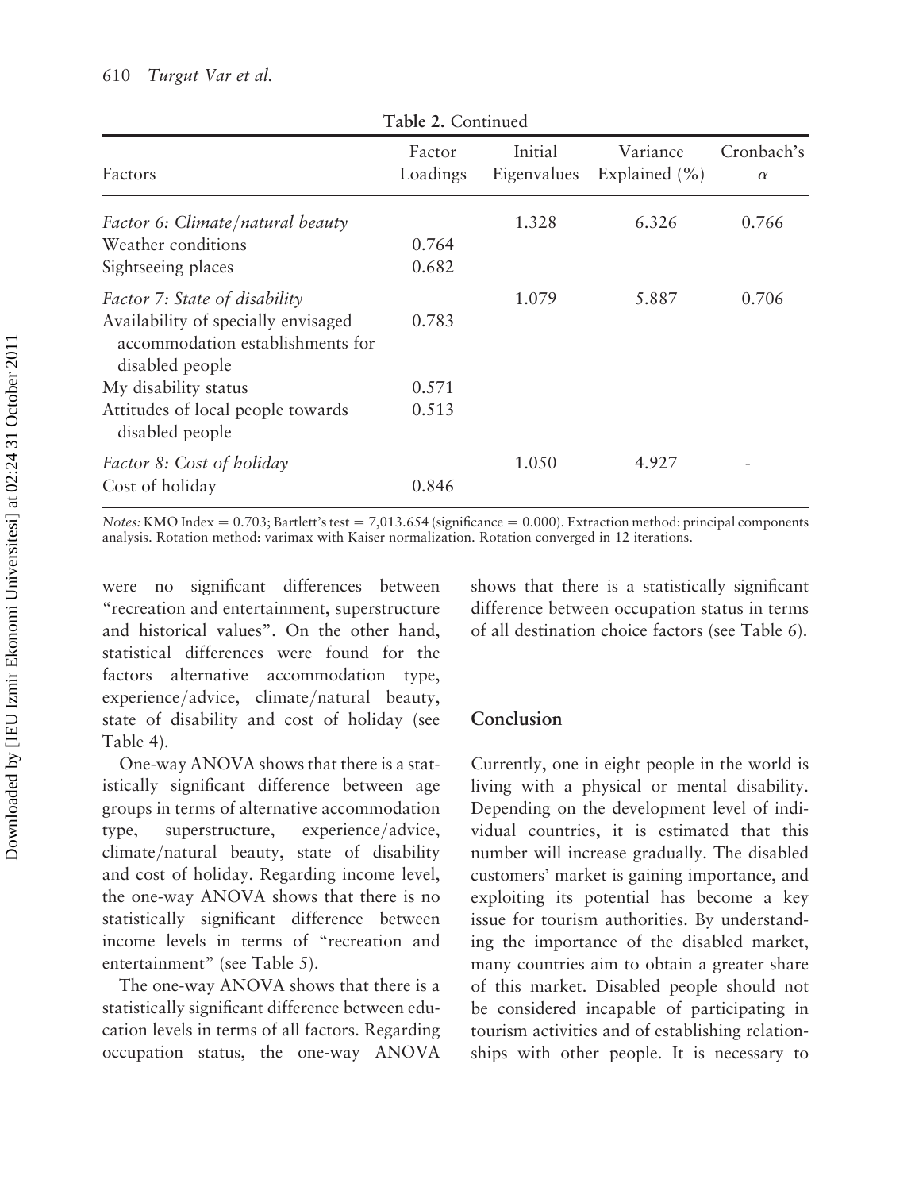**Table 2.** Continued

| Factors | Factor Loadings | Initial Eigenvalues | Variance Explained (%) | Cronbach's $\alpha$ |
|---|---|---|---|---|
| *Factor 6: Climate/natural beauty* | | 1.328 | 6.326 | 0.766 |
| Weather conditions | 0.764 | | | |
| Sightseeing places | 0.682 | | | |
| *Factor 7: State of disability* | | 1.079 | 5.887 | 0.706 |
| Availability of specially envisaged accommodation establishments for disabled people | 0.783 | | | |
| My disability status | 0.571 | | | |
| Attitudes of local people towards disabled people | 0.513 | | | |
| *Factor 8: Cost of holiday* | | 1.050 | 4.927 | - |
| Cost of holiday | 0.846 | | | |

*Notes:* KMO Index = 0.703; Bartlett's test = 7,013.654 (significance = 0.000). Extraction method: principal components analysis. Rotation method: varimax with Kaiser normalization. Rotation converged in 12 iterations.

were no significant differences between "recreation and entertainment, superstructure and historical values". On the other hand, statistical differences were found for the factors alternative accommodation type, experience/advice, climate/natural beauty, state of disability and cost of holiday (see Table 4).

One-way ANOVA shows that there is a statistically significant difference between age groups in terms of alternative accommodation type, superstructure, experience/advice, climate/natural beauty, state of disability and cost of holiday. Regarding income level, the one-way ANOVA shows that there is no statistically significant difference between income levels in terms of "recreation and entertainment" (see Table 5).

The one-way ANOVA shows that there is a statistically significant difference between education levels in terms of all factors. Regarding occupation status, the one-way ANOVA shows that there is a statistically significant difference between occupation status in terms of all destination choice factors (see Table 6).

## Conclusion

Currently, one in eight people in the world is living with a physical or mental disability. Depending on the development level of individual countries, it is estimated that this number will increase gradually. The disabled customers' market is gaining importance, and exploiting its potential has become a key issue for tourism authorities. By understanding the importance of the disabled market, many countries aim to obtain a greater share of this market. Disabled people should not be considered incapable of participating in tourism activities and of establishing relationships with other people. It is necessary to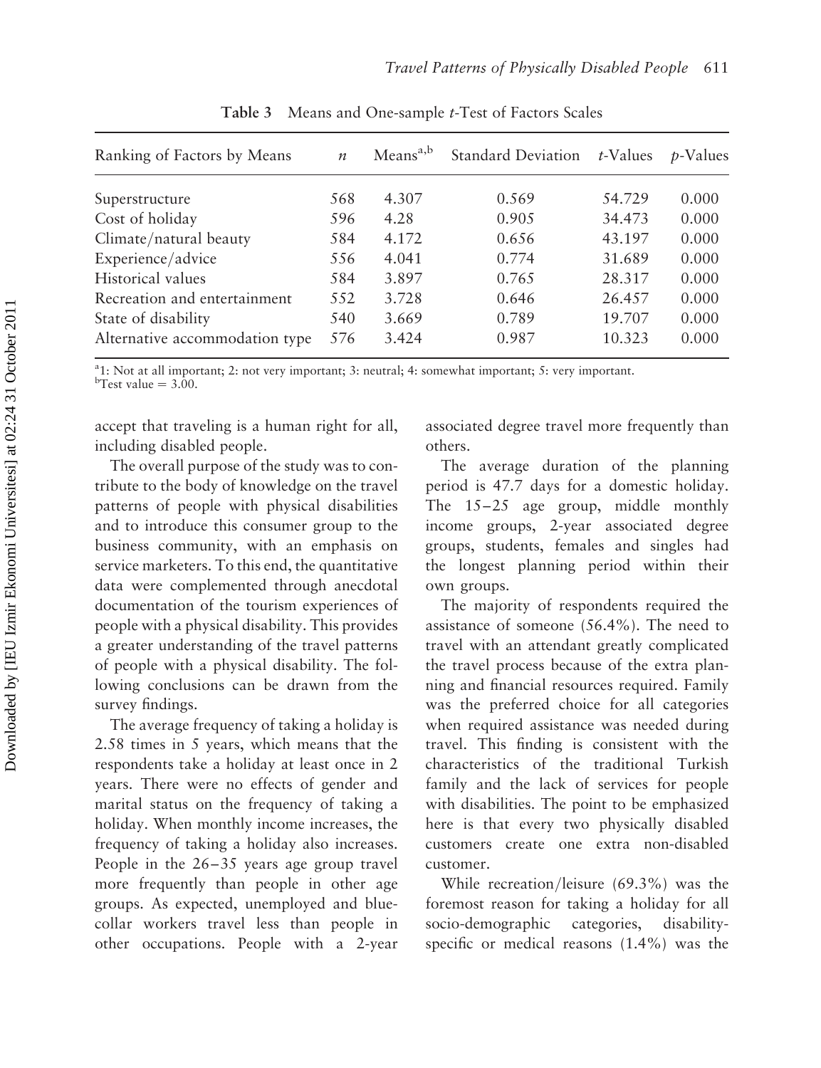**Table 3** Means and One-sample *t*-Test of Factors Scales

| Ranking of Factors by Means | *n* | Means[a,b] | Standard Deviation | *t*-Values | *p*-Values |
|---|---|---|---|---|---|
| Superstructure | 568 | 4.307 | 0.569 | 54.729 | 0.000 |
| Cost of holiday | 596 | 4.28 | 0.905 | 34.473 | 0.000 |
| Climate/natural beauty | 584 | 4.172 | 0.656 | 43.197 | 0.000 |
| Experience/advice | 556 | 4.041 | 0.774 | 31.689 | 0.000 |
| Historical values | 584 | 3.897 | 0.765 | 28.317 | 0.000 |
| Recreation and entertainment | 552 | 3.728 | 0.646 | 26.457 | 0.000 |
| State of disability | 540 | 3.669 | 0.789 | 19.707 | 0.000 |
| Alternative accommodation type | 576 | 3.424 | 0.987 | 10.323 | 0.000 |

[a]1: Not at all important; 2: not very important; 3: neutral; 4: somewhat important; 5: very important.
[b]Test value = 3.00.

accept that traveling is a human right for all, including disabled people.

The overall purpose of the study was to contribute to the body of knowledge on the travel patterns of people with physical disabilities and to introduce this consumer group to the business community, with an emphasis on service marketers. To this end, the quantitative data were complemented through anecdotal documentation of the tourism experiences of people with a physical disability. This provides a greater understanding of the travel patterns of people with a physical disability. The following conclusions can be drawn from the survey findings.

The average frequency of taking a holiday is 2.58 times in 5 years, which means that the respondents take a holiday at least once in 2 years. There were no effects of gender and marital status on the frequency of taking a holiday. When monthly income increases, the frequency of taking a holiday also increases. People in the 26–35 years age group travel more frequently than people in other age groups. As expected, unemployed and blue-collar workers travel less than people in other occupations. People with a 2-year associated degree travel more frequently than others.

The average duration of the planning period is 47.7 days for a domestic holiday. The 15–25 age group, middle monthly income groups, 2-year associated degree groups, students, females and singles had the longest planning period within their own groups.

The majority of respondents required the assistance of someone (56.4%). The need to travel with an attendant greatly complicated the travel process because of the extra planning and financial resources required. Family was the preferred choice for all categories when required assistance was needed during travel. This finding is consistent with the characteristics of the traditional Turkish family and the lack of services for people with disabilities. The point to be emphasized here is that every two physically disabled customers create one extra non-disabled customer.

While recreation/leisure (69.3%) was the foremost reason for taking a holiday for all socio-demographic categories, disability-specific or medical reasons (1.4%) was the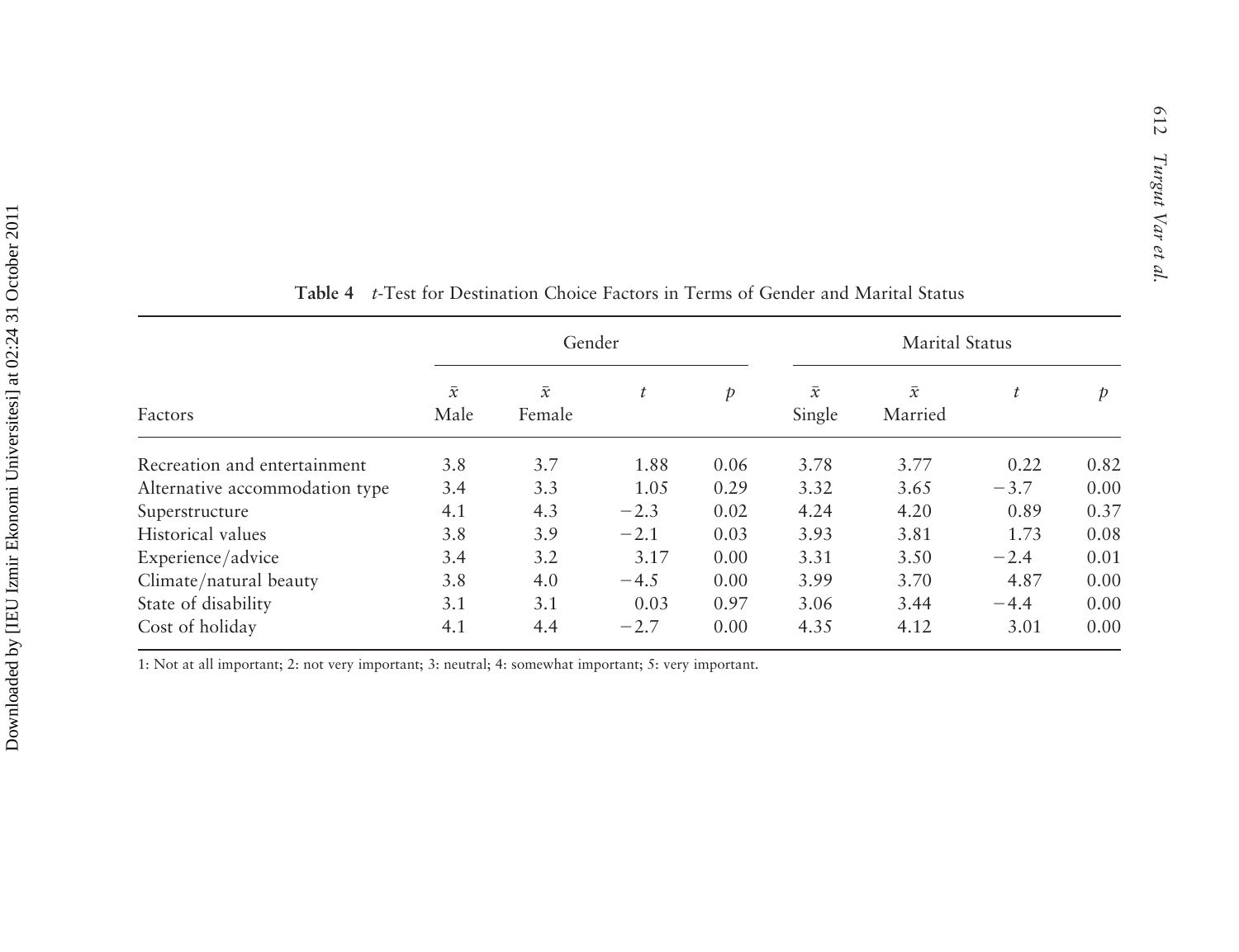**Table 4** *t*-Test for Destination Choice Factors in Terms of Gender and Marital Status

| Factors | Gender | | | | Marital Status | | | |
|---|---|---|---|---|---|---|---|---|
| | $\bar{x}$ Male | $\bar{x}$ Female | $t$ | $p$ | $\bar{x}$ Single | $\bar{x}$ Married | $t$ | $p$ |
| Recreation and entertainment | 3.8 | 3.7 | 1.88 | 0.06 | 3.78 | 3.77 | 0.22 | 0.82 |
| Alternative accommodation type | 3.4 | 3.3 | 1.05 | 0.29 | 3.32 | 3.65 | −3.7 | 0.00 |
| Superstructure | 4.1 | 4.3 | −2.3 | 0.02 | 4.24 | 4.20 | 0.89 | 0.37 |
| Historical values | 3.8 | 3.9 | −2.1 | 0.03 | 3.93 | 3.81 | 1.73 | 0.08 |
| Experience/advice | 3.4 | 3.2 | 3.17 | 0.00 | 3.31 | 3.50 | −2.4 | 0.01 |
| Climate/natural beauty | 3.8 | 4.0 | −4.5 | 0.00 | 3.99 | 3.70 | 4.87 | 0.00 |
| State of disability | 3.1 | 3.1 | 0.03 | 0.97 | 3.06 | 3.44 | −4.4 | 0.00 |
| Cost of holiday | 4.1 | 4.4 | −2.7 | 0.00 | 4.35 | 4.12 | 3.01 | 0.00 |

1: Not at all important; 2: not very important; 3: neutral; 4: somewhat important; 5: very important.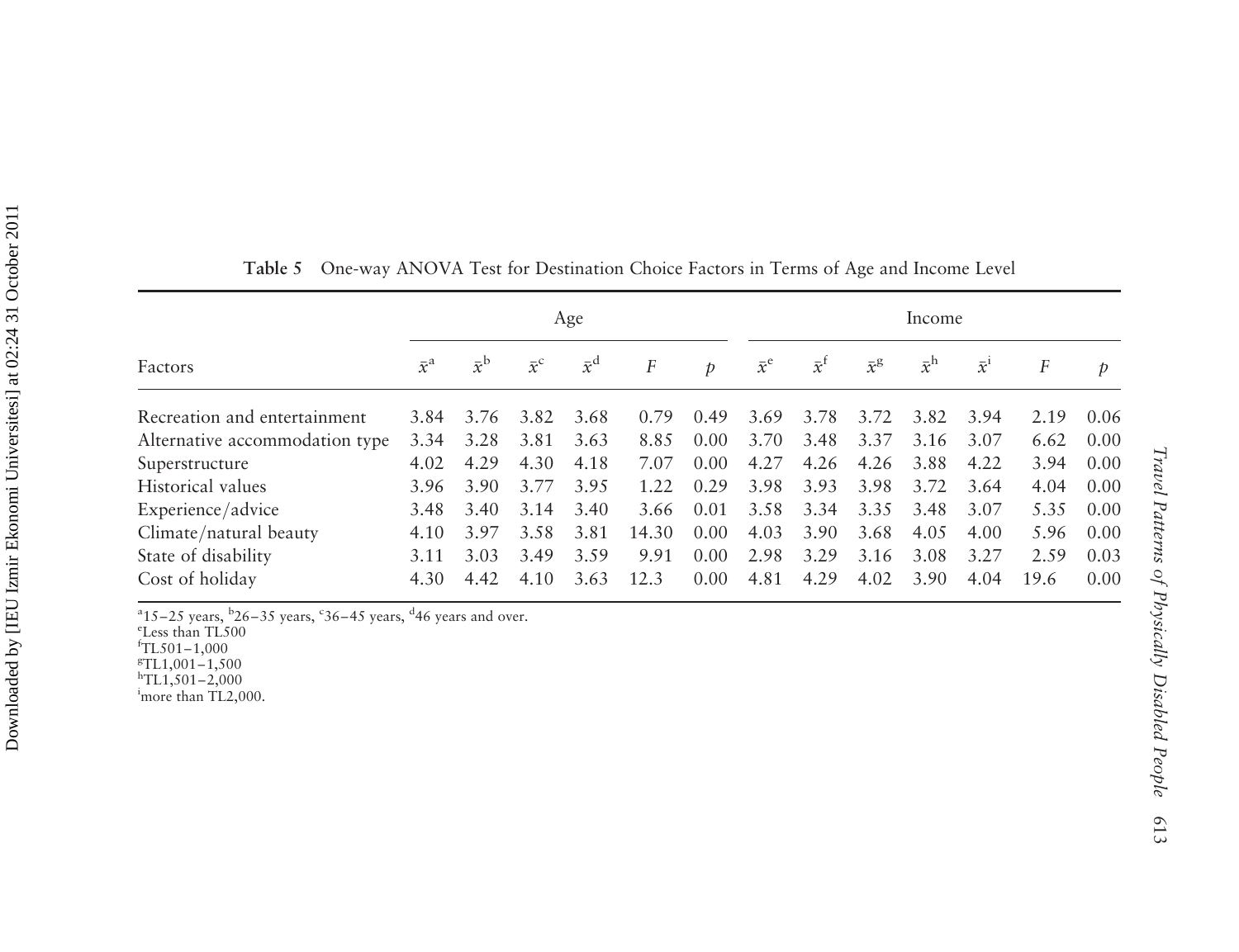**Table 5** One-way ANOVA Test for Destination Choice Factors in Terms of Age and Income Level

| Factors | Age | | | | | | Income | | | | | | |
|---|---|---|---|---|---|---|---|---|---|---|---|---|---|
| | $\bar{x}^a$ | $\bar{x}^b$ | $\bar{x}^c$ | $\bar{x}^d$ | $F$ | $p$ | $\bar{x}^e$ | $\bar{x}^f$ | $\bar{x}^g$ | $\bar{x}^h$ | $\bar{x}^i$ | $F$ | $p$ |
| Recreation and entertainment | 3.84 | 3.76 | 3.82 | 3.68 | 0.79 | 0.49 | 3.69 | 3.78 | 3.72 | 3.82 | 3.94 | 2.19 | 0.06 |
| Alternative accommodation type | 3.34 | 3.28 | 3.81 | 3.63 | 8.85 | 0.00 | 3.70 | 3.48 | 3.37 | 3.16 | 3.07 | 6.62 | 0.00 |
| Superstructure | 4.02 | 4.29 | 4.30 | 4.18 | 7.07 | 0.00 | 4.27 | 4.26 | 4.26 | 3.88 | 4.22 | 3.94 | 0.00 |
| Historical values | 3.96 | 3.90 | 3.77 | 3.95 | 1.22 | 0.29 | 3.98 | 3.93 | 3.98 | 3.72 | 3.64 | 4.04 | 0.00 |
| Experience/advice | 3.48 | 3.40 | 3.14 | 3.40 | 3.66 | 0.01 | 3.58 | 3.34 | 3.35 | 3.48 | 3.07 | 5.35 | 0.00 |
| Climate/natural beauty | 4.10 | 3.97 | 3.58 | 3.81 | 14.30 | 0.00 | 4.03 | 3.90 | 3.68 | 4.05 | 4.00 | 5.96 | 0.00 |
| State of disability | 3.11 | 3.03 | 3.49 | 3.59 | 9.91 | 0.00 | 2.98 | 3.29 | 3.16 | 3.08 | 3.27 | 2.59 | 0.03 |
| Cost of holiday | 4.30 | 4.42 | 4.10 | 3.63 | 12.3 | 0.00 | 4.81 | 4.29 | 4.02 | 3.90 | 4.04 | 19.6 | 0.00 |

[a]15–25 years, [b]26–35 years, [c]36–45 years, [d]46 years and over.
[e]Less than TL500
[f]TL501–1,000
[g]TL1,001–1,500
[h]TL1,501–2,000
[i]more than TL2,000.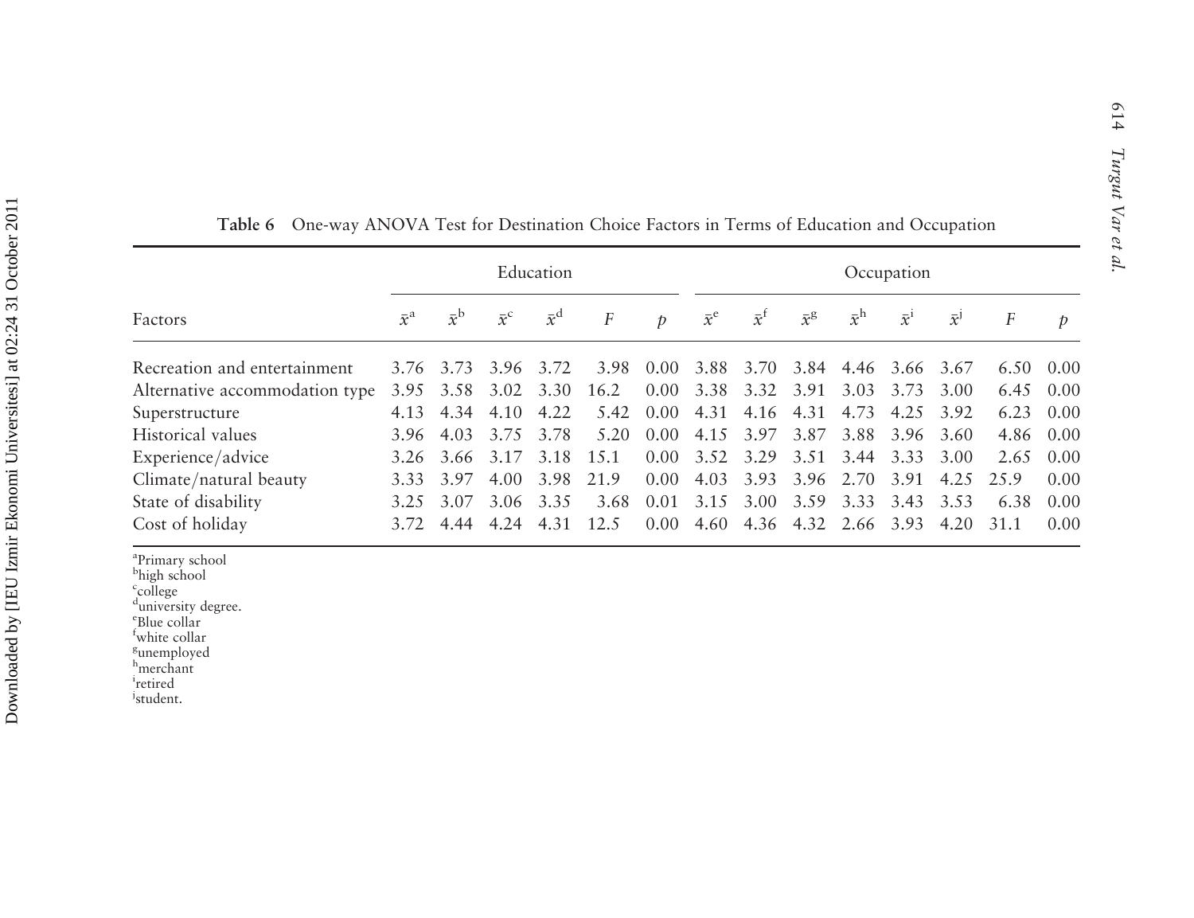**Table 6** One-way ANOVA Test for Destination Choice Factors in Terms of Education and Occupation

| | Education | | | | | | Occupation | | | | | | | |
|---|---|---|---|---|---|---|---|---|---|---|---|---|---|---|
| Factors | $\bar{x}^{a}$ | $\bar{x}^{b}$ | $\bar{x}^{c}$ | $\bar{x}^{d}$ | $F$ | $p$ | $\bar{x}^{e}$ | $\bar{x}^{f}$ | $\bar{x}^{g}$ | $\bar{x}^{h}$ | $\bar{x}^{i}$ | $\bar{x}^{j}$ | $F$ | $p$ |
| Recreation and entertainment | 3.76 | 3.73 | 3.96 | 3.72 | 3.98 | 0.00 | 3.88 | 3.70 | 3.84 | 4.46 | 3.66 | 3.67 | 6.50 | 0.00 |
| Alternative accommodation type | 3.95 | 3.58 | 3.02 | 3.30 | 16.2 | 0.00 | 3.38 | 3.32 | 3.91 | 3.03 | 3.73 | 3.00 | 6.45 | 0.00 |
| Superstructure | 4.13 | 4.34 | 4.10 | 4.22 | 5.42 | 0.00 | 4.31 | 4.16 | 4.31 | 4.73 | 4.25 | 3.92 | 6.23 | 0.00 |
| Historical values | 3.96 | 4.03 | 3.75 | 3.78 | 5.20 | 0.00 | 4.15 | 3.97 | 3.87 | 3.88 | 3.96 | 3.60 | 4.86 | 0.00 |
| Experience/advice | 3.26 | 3.66 | 3.17 | 3.18 | 15.1 | 0.00 | 3.52 | 3.29 | 3.51 | 3.44 | 3.33 | 3.00 | 2.65 | 0.00 |
| Climate/natural beauty | 3.33 | 3.97 | 4.00 | 3.98 | 21.9 | 0.00 | 4.03 | 3.93 | 3.96 | 2.70 | 3.91 | 4.25 | 25.9 | 0.00 |
| State of disability | 3.25 | 3.07 | 3.06 | 3.35 | 3.68 | 0.01 | 3.15 | 3.00 | 3.59 | 3.33 | 3.43 | 3.53 | 6.38 | 0.00 |
| Cost of holiday | 3.72 | 4.44 | 4.24 | 4.31 | 12.5 | 0.00 | 4.60 | 4.36 | 4.32 | 2.66 | 3.93 | 4.20 | 31.1 | 0.00 |

[a]Primary school
[b]high school
[c]college
[d]university degree.
[e]Blue collar
[f]white collar
[g]unemployed
[h]merchant
[i]retired
[j]student.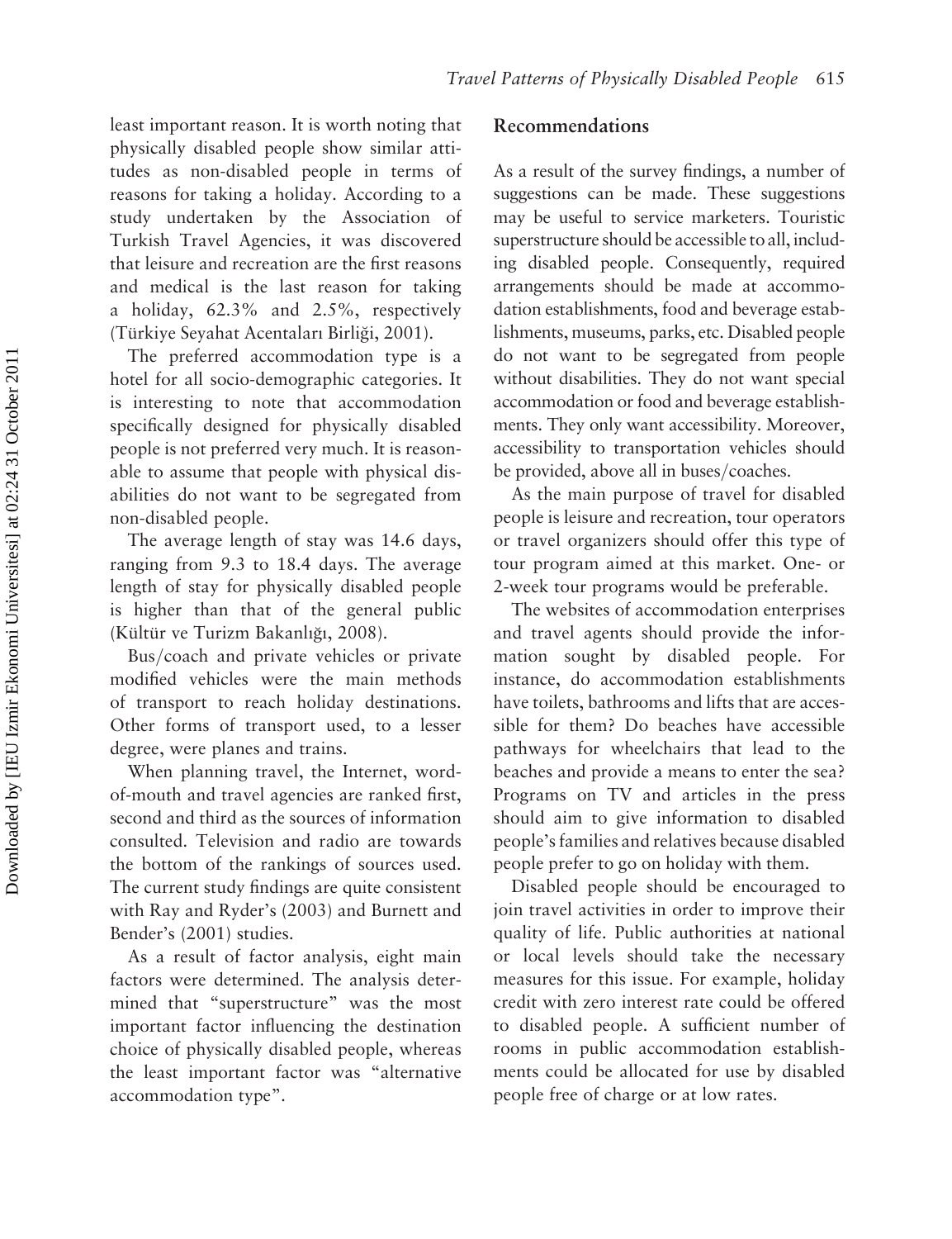least important reason. It is worth noting that physically disabled people show similar attitudes as non-disabled people in terms of reasons for taking a holiday. According to a study undertaken by the Association of Turkish Travel Agencies, it was discovered that leisure and recreation are the first reasons and medical is the last reason for taking a holiday, 62.3% and 2.5%, respectively (Türkiye Seyahat Acentaları Birliği, 2001).

The preferred accommodation type is a hotel for all socio-demographic categories. It is interesting to note that accommodation specifically designed for physically disabled people is not preferred very much. It is reasonable to assume that people with physical disabilities do not want to be segregated from non-disabled people.

The average length of stay was 14.6 days, ranging from 9.3 to 18.4 days. The average length of stay for physically disabled people is higher than that of the general public (Kültür ve Turizm Bakanlığı, 2008).

Bus/coach and private vehicles or private modified vehicles were the main methods of transport to reach holiday destinations. Other forms of transport used, to a lesser degree, were planes and trains.

When planning travel, the Internet, word-of-mouth and travel agencies are ranked first, second and third as the sources of information consulted. Television and radio are towards the bottom of the rankings of sources used. The current study findings are quite consistent with Ray and Ryder's (2003) and Burnett and Bender's (2001) studies.

As a result of factor analysis, eight main factors were determined. The analysis determined that "superstructure" was the most important factor influencing the destination choice of physically disabled people, whereas the least important factor was "alternative accommodation type".

## Recommendations

As a result of the survey findings, a number of suggestions can be made. These suggestions may be useful to service marketers. Touristic superstructure should be accessible to all, including disabled people. Consequently, required arrangements should be made at accommodation establishments, food and beverage establishments, museums, parks, etc. Disabled people do not want to be segregated from people without disabilities. They do not want special accommodation or food and beverage establishments. They only want accessibility. Moreover, accessibility to transportation vehicles should be provided, above all in buses/coaches.

As the main purpose of travel for disabled people is leisure and recreation, tour operators or travel organizers should offer this type of tour program aimed at this market. One- or 2-week tour programs would be preferable.

The websites of accommodation enterprises and travel agents should provide the information sought by disabled people. For instance, do accommodation establishments have toilets, bathrooms and lifts that are accessible for them? Do beaches have accessible pathways for wheelchairs that lead to the beaches and provide a means to enter the sea? Programs on TV and articles in the press should aim to give information to disabled people's families and relatives because disabled people prefer to go on holiday with them.

Disabled people should be encouraged to join travel activities in order to improve their quality of life. Public authorities at national or local levels should take the necessary measures for this issue. For example, holiday credit with zero interest rate could be offered to disabled people. A sufficient number of rooms in public accommodation establishments could be allocated for use by disabled people free of charge or at low rates.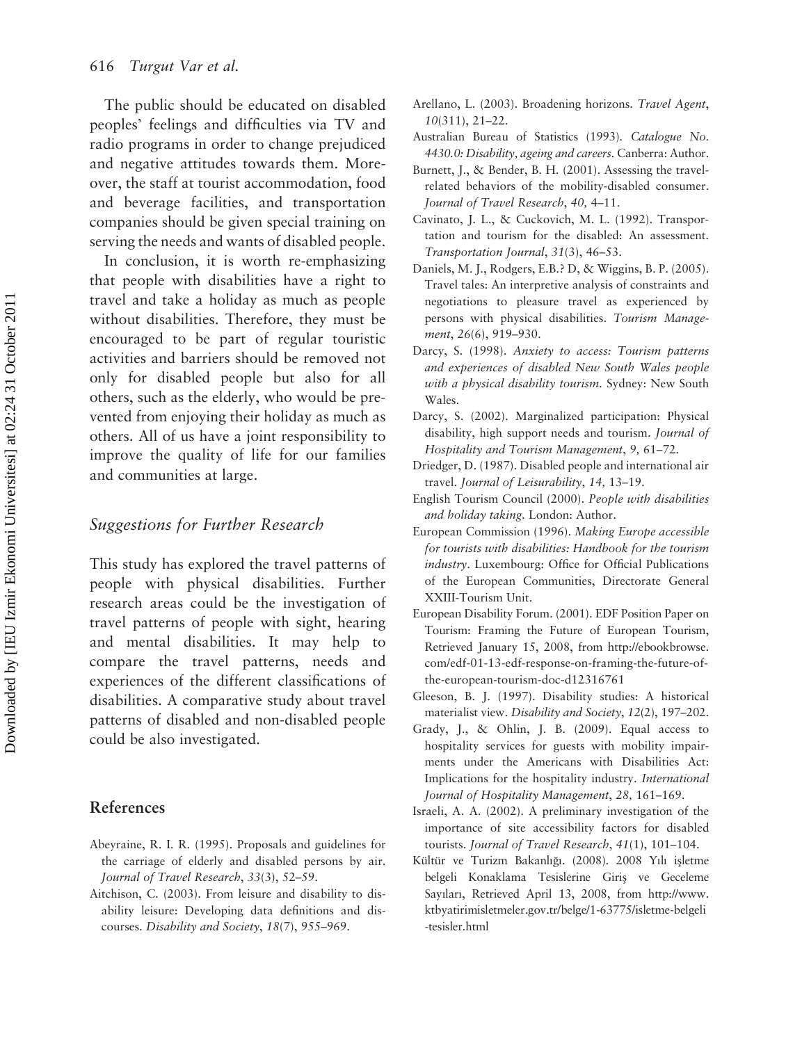The public should be educated on disabled peoples' feelings and difficulties via TV and radio programs in order to change prejudiced and negative attitudes towards them. Moreover, the staff at tourist accommodation, food and beverage facilities, and transportation companies should be given special training on serving the needs and wants of disabled people.

In conclusion, it is worth re-emphasizing that people with disabilities have a right to travel and take a holiday as much as people without disabilities. Therefore, they must be encouraged to be part of regular touristic activities and barriers should be removed not only for disabled people but also for all others, such as the elderly, who would be prevented from enjoying their holiday as much as others. All of us have a joint responsibility to improve the quality of life for our families and communities at large.

## *Suggestions for Further Research*

This study has explored the travel patterns of people with physical disabilities. Further research areas could be the investigation of travel patterns of people with sight, hearing and mental disabilities. It may help to compare the travel patterns, needs and experiences of the different classifications of disabilities. A comparative study about travel patterns of disabled and non-disabled people could be also investigated.

## References

Abeyraine, R. I. R. (1995). Proposals and guidelines for the carriage of elderly and disabled persons by air. *Journal of Travel Research*, *33*(3), 52–59.

Aitchison, C. (2003). From leisure and disability to disability leisure: Developing data definitions and discourses. *Disability and Society*, *18*(7), 955–969.

Arellano, L. (2003). Broadening horizons. *Travel Agent*, *10*(311), 21–22.

Australian Bureau of Statistics (1993). *Catalogue No. 4430.0: Disability, ageing and careers*. Canberra: Author.

Burnett, J., & Bender, B. H. (2001). Assessing the travel-related behaviors of the mobility-disabled consumer. *Journal of Travel Research*, *40,* 4–11.

Cavinato, J. L., & Cuckovich, M. L. (1992). Transportation and tourism for the disabled: An assessment. *Transportation Journal*, *31*(3), 46–53.

Daniels, M. J., Rodgers, E.B.? D, & Wiggins, B. P. (2005). Travel tales: An interpretive analysis of constraints and negotiations to pleasure travel as experienced by persons with physical disabilities. *Tourism Management*, *26*(6), 919–930.

Darcy, S. (1998). *Anxiety to access: Tourism patterns and experiences of disabled New South Wales people with a physical disability tourism*. Sydney: New South Wales.

Darcy, S. (2002). Marginalized participation: Physical disability, high support needs and tourism. *Journal of Hospitality and Tourism Management*, *9,* 61–72.

Driedger, D. (1987). Disabled people and international air travel. *Journal of Leisurability*, *14,* 13–19.

English Tourism Council (2000). *People with disabilities and holiday taking*. London: Author.

European Commission (1996). *Making Europe accessible for tourists with disabilities: Handbook for the tourism industry*. Luxembourg: Office for Official Publications of the European Communities, Directorate General XXIII-Tourism Unit.

European Disability Forum. (2001). EDF Position Paper on Tourism: Framing the Future of European Tourism, Retrieved January 15, 2008, from http://ebookbrowse.com/edf-01-13-edf-response-on-framing-the-future-of-the-european-tourism-doc-d12316761

Gleeson, B. J. (1997). Disability studies: A historical materialist view. *Disability and Society*, *12*(2), 197–202.

Grady, J., & Ohlin, J. B. (2009). Equal access to hospitality services for guests with mobility impairments under the Americans with Disabilities Act: Implications for the hospitality industry. *International Journal of Hospitality Management*, *28,* 161–169.

Israeli, A. A. (2002). A preliminary investigation of the importance of site accessibility factors for disabled tourists. *Journal of Travel Research*, *41*(1), 101–104.

Kültür ve Turizm Bakanlığı. (2008). 2008 Yılı işletme belgeli Konaklama Tesislerine Giriş ve Geceleme Sayıları, Retrieved April 13, 2008, from http://www.ktbyatirimisletmeler.gov.tr/belge/1-63775/isletme-belgeli-tesisler.html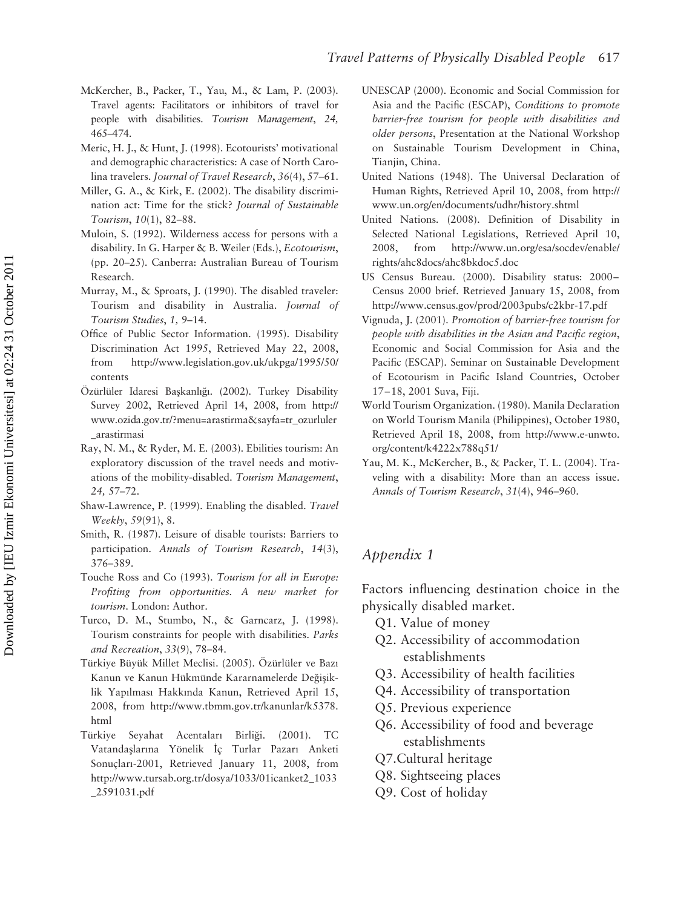McKercher, B., Packer, T., Yau, M., & Lam, P. (2003). Travel agents: Facilitators or inhibitors of travel for people with disabilities. *Tourism Management*, *24,* 465–474.

Meric, H. J., & Hunt, J. (1998). Ecotourists' motivational and demographic characteristics: A case of North Carolina travelers. *Journal of Travel Research*, *36*(4), 57–61.

Miller, G. A., & Kirk, E. (2002). The disability discrimination act: Time for the stick? *Journal of Sustainable Tourism*, *10*(1), 82–88.

Muloin, S. (1992). Wilderness access for persons with a disability. In G. Harper & B. Weiler (Eds.), *Ecotourism*, (pp. 20–25). Canberra: Australian Bureau of Tourism Research.

Murray, M., & Sproats, J. (1990). The disabled traveler: Tourism and disability in Australia. *Journal of Tourism Studies*, *1,* 9–14.

Office of Public Sector Information. (1995). Disability Discrimination Act 1995, Retrieved May 22, 2008, from http://www.legislation.gov.uk/ukpga/1995/50/contents

Özürlüler Idaresi Başkanlığı. (2002). Turkey Disability Survey 2002, Retrieved April 14, 2008, from http://www.ozida.gov.tr/?menu=arastirma&sayfa=tr_ozurluler_arastirmasi

Ray, N. M., & Ryder, M. E. (2003). Ebilities tourism: An exploratory discussion of the travel needs and motivations of the mobility-disabled. *Tourism Management*, *24,* 57–72.

Shaw-Lawrence, P. (1999). Enabling the disabled. *Travel Weekly*, *59*(91), 8.

Smith, R. (1987). Leisure of disable tourists: Barriers to participation. *Annals of Tourism Research*, *14*(3), 376–389.

Touche Ross and Co (1993). *Tourism for all in Europe: Profiting from opportunities. A new market for tourism*. London: Author.

Turco, D. M., Stumbo, N., & Garncarz, J. (1998). Tourism constraints for people with disabilities. *Parks and Recreation*, *33*(9), 78–84.

Türkiye Büyük Millet Meclisi. (2005). Özürlüler ve Bazı Kanun ve Kanun Hükmünde Kararnamelerde Değişiklik Yapılması Hakkında Kanun, Retrieved April 15, 2008, from http://www.tbmm.gov.tr/kanunlar/k5378.html

Türkiye Seyahat Acentaları Birliği. (2001). TC Vatandaşlarına Yönelik İç Turlar Pazarı Anketi Sonuçları-2001, Retrieved January 11, 2008, from http://www.tursab.org.tr/dosya/1033/01icanket2_1033_2591031.pdf

UNESCAP (2000). Economic and Social Commission for Asia and the Pacific (ESCAP), *Conditions to promote barrier-free tourism for people with disabilities and older persons*, Presentation at the National Workshop on Sustainable Tourism Development in China, Tianjin, China.

United Nations (1948). The Universal Declaration of Human Rights, Retrieved April 10, 2008, from http://www.un.org/en/documents/udhr/history.shtml

United Nations. (2008). Definition of Disability in Selected National Legislations, Retrieved April 10, 2008, from http://www.un.org/esa/socdev/enable/rights/ahc8docs/ahc8bkdoc5.doc

US Census Bureau. (2000). Disability status: 2000– Census 2000 brief. Retrieved January 15, 2008, from http://www.census.gov/prod/2003pubs/c2kbr-17.pdf

Vignuda, J. (2001). *Promotion of barrier-free tourism for people with disabilities in the Asian and Pacific region*, Economic and Social Commission for Asia and the Pacific (ESCAP). Seminar on Sustainable Development of Ecotourism in Pacific Island Countries, October 17–18, 2001 Suva, Fiji.

World Tourism Organization. (1980). Manila Declaration on World Tourism Manila (Philippines), October 1980, Retrieved April 18, 2008, from http://www.e-unwto.org/content/k4222x788q51/

Yau, M. K., McKercher, B., & Packer, T. L. (2004). Traveling with a disability: More than an access issue. *Annals of Tourism Research*, *31*(4), 946–960.

## *Appendix 1*

Factors influencing destination choice in the physically disabled market.

- Q1. Value of money
- Q2. Accessibility of accommodation establishments
- Q3. Accessibility of health facilities
- Q4. Accessibility of transportation
- Q5. Previous experience
- Q6. Accessibility of food and beverage establishments
- Q7.Cultural heritage
- Q8. Sightseeing places
- Q9. Cost of holiday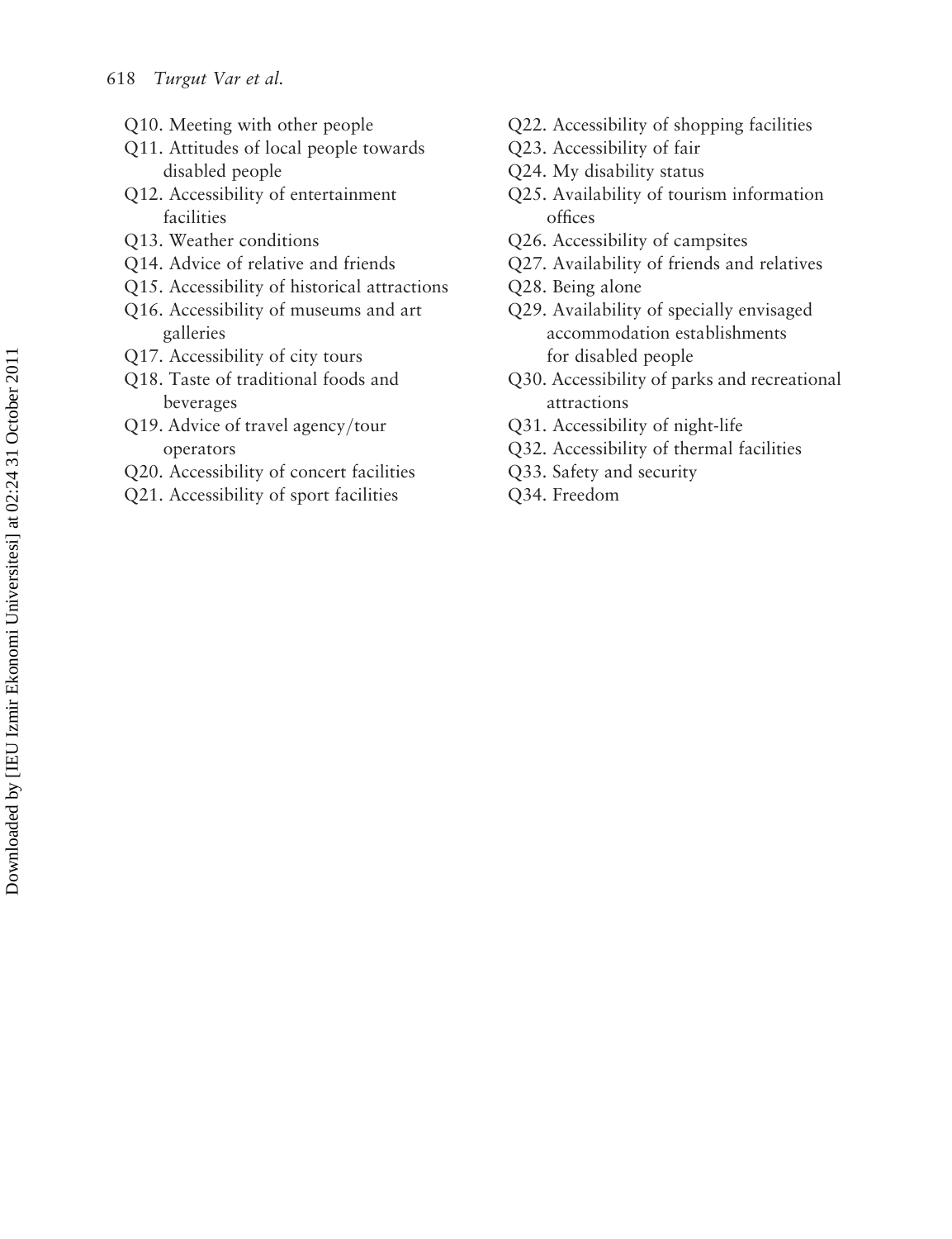Q10. Meeting with other people
Q11. Attitudes of local people towards disabled people
Q12. Accessibility of entertainment facilities
Q13. Weather conditions
Q14. Advice of relative and friends
Q15. Accessibility of historical attractions
Q16. Accessibility of museums and art galleries
Q17. Accessibility of city tours
Q18. Taste of traditional foods and beverages
Q19. Advice of travel agency/tour operators
Q20. Accessibility of concert facilities
Q21. Accessibility of sport facilities
Q22. Accessibility of shopping facilities
Q23. Accessibility of fair
Q24. My disability status
Q25. Availability of tourism information offices
Q26. Accessibility of campsites
Q27. Availability of friends and relatives
Q28. Being alone
Q29. Availability of specially envisaged accommodation establishments for disabled people
Q30. Accessibility of parks and recreational attractions
Q31. Accessibility of night-life
Q32. Accessibility of thermal facilities
Q33. Safety and security
Q34. Freedom